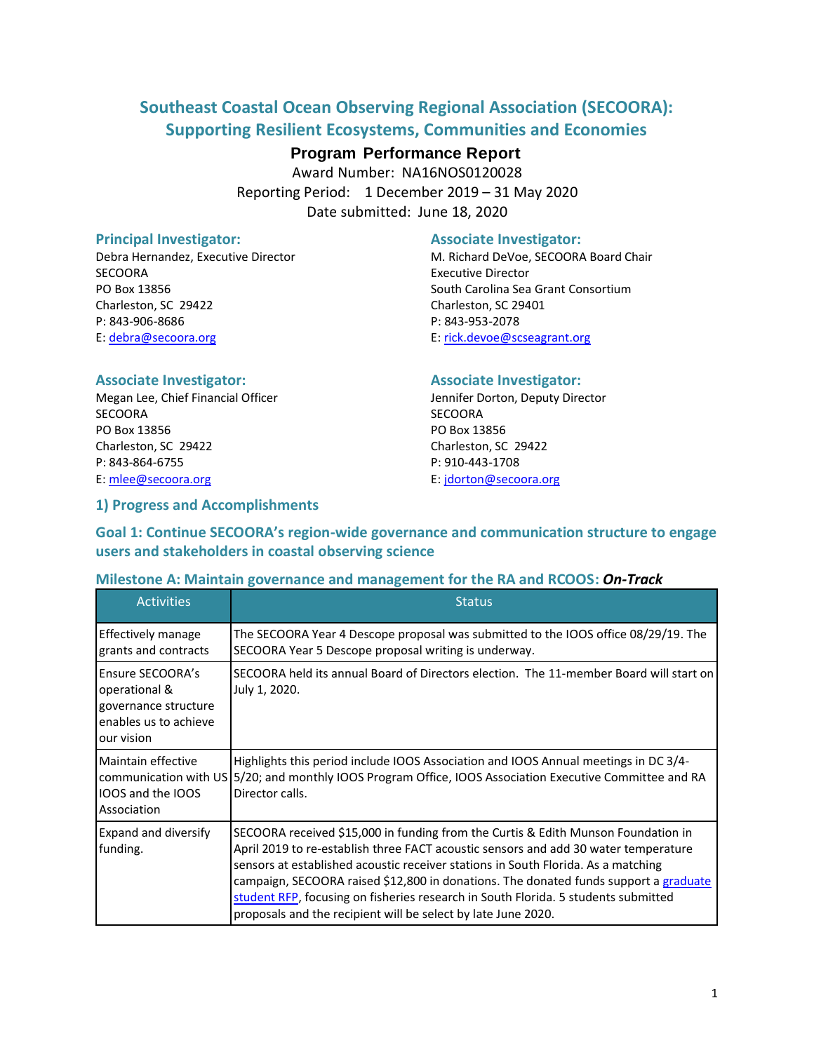# Southeast Coastal Ocean Observing Regional Association (SECOORA): Supporting Resilient Ecosystems, Communities and Economies

**Program Performance Report**

Award Number: NA16NOS0120028

Reporting Period: 1 December 2019 – 31 May 2020

Date submitted: June 18, 2020

### Principal Investigator:

Debra Hernandez, Executive Director
SECOORA
PO Box 13856
Charleston, SC 29422
P: 843-906-8686
E: [debra@secoora.org](mailto:debra@secoora.org)

### Associate Investigator:

M. Richard DeVoe, SECOORA Board Chair
Executive Director
South Carolina Sea Grant Consortium
Charleston, SC 29401
P: 843-953-2078
E: [rick.devoe@scseagrant.org](mailto:rick.devoe@scseagrant.org)

### Associate Investigator:

Megan Lee, Chief Financial Officer
SECOORA
PO Box 13856
Charleston, SC 29422
P: 843-864-6755
E: [mlee@secoora.org](mailto:mlee@secoora.org)

### Associate Investigator:

Jennifer Dorton, Deputy Director
SECOORA
PO Box 13856
Charleston, SC 29422
P: 910-443-1708
E: [jdorton@secoora.org](mailto:jdorton@secoora.org)

## 1) Progress and Accomplishments

## Goal 1: Continue SECOORA's region-wide governance and communication structure to engage users and stakeholders in coastal observing science

### Milestone A: Maintain governance and management for the RA and RCOOS: ***On-Track***

| Activities | Status |
|---|---|
| Effectively manage grants and contracts | The SECOORA Year 4 Descope proposal was submitted to the IOOS office 08/29/19. The SECOORA Year 5 Descope proposal writing is underway. |
| Ensure SECOORA's operational & governance structure enables us to achieve our vision | SECOORA held its annual Board of Directors election. The 11-member Board will start on July 1, 2020. |
| Maintain effective communication with US IOOS and the IOOS Association | Highlights this period include IOOS Association and IOOS Annual meetings in DC 3/4-5/20; and monthly IOOS Program Office, IOOS Association Executive Committee and RA Director calls. |
| Expand and diversify funding. | SECOORA received $15,000 in funding from the Curtis & Edith Munson Foundation in April 2019 to re-establish three FACT acoustic sensors and add 30 water temperature sensors at established acoustic receiver stations in South Florida. As a matching campaign, SECOORA raised $12,800 in donations. The donated funds support a [graduate student RFP](), focusing on fisheries research in South Florida. 5 students submitted proposals and the recipient will be select by late June 2020. |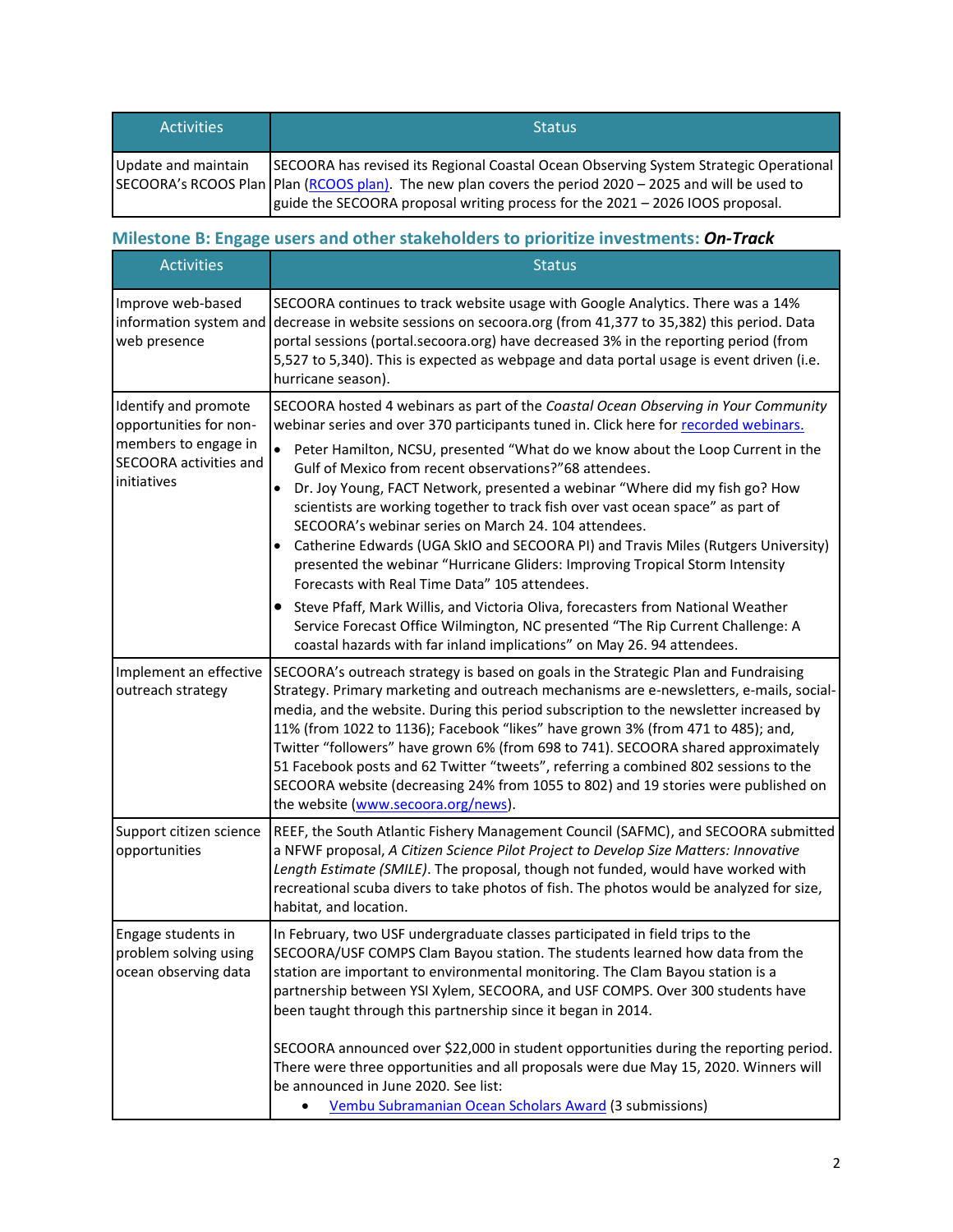| Activities | Status |
|---|---|
| Update and maintain SECOORA's RCOOS Plan | SECOORA has revised its Regional Coastal Ocean Observing System Strategic Operational Plan (RCOOS plan). The new plan covers the period 2020 – 2025 and will be used to guide the SECOORA proposal writing process for the 2021 – 2026 IOOS proposal. |

### Milestone B: Engage users and other stakeholders to prioritize investments: ***On-Track***

| Activities | Status |
|---|---|
| Improve web-based information system and web presence | SECOORA continues to track website usage with Google Analytics. There was a 14% decrease in website sessions on secoora.org (from 41,377 to 35,382) this period. Data portal sessions (portal.secoora.org) have decreased 3% in the reporting period (from 5,527 to 5,340). This is expected as webpage and data portal usage is event driven (i.e. hurricane season). |
| Identify and promote opportunities for non-members to engage in SECOORA activities and initiatives | SECOORA hosted 4 webinars as part of the *Coastal Ocean Observing in Your Community* webinar series and over 370 participants tuned in. Click here for recorded webinars.<br>• Peter Hamilton, NCSU, presented "What do we know about the Loop Current in the Gulf of Mexico from recent observations?"68 attendees.<br>• Dr. Joy Young, FACT Network, presented a webinar "Where did my fish go? How scientists are working together to track fish over vast ocean space" as part of SECOORA's webinar series on March 24. 104 attendees.<br>• Catherine Edwards (UGA SkIO and SECOORA PI) and Travis Miles (Rutgers University) presented the webinar "Hurricane Gliders: Improving Tropical Storm Intensity Forecasts with Real Time Data" 105 attendees.<br>• Steve Pfaff, Mark Willis, and Victoria Oliva, forecasters from National Weather Service Forecast Office Wilmington, NC presented "The Rip Current Challenge: A coastal hazards with far inland implications" on May 26. 94 attendees. |
| Implement an effective outreach strategy | SECOORA's outreach strategy is based on goals in the Strategic Plan and Fundraising Strategy. Primary marketing and outreach mechanisms are e-newsletters, e-mails, social-media, and the website. During this period subscription to the newsletter increased by 11% (from 1022 to 1136); Facebook "likes" have grown 3% (from 471 to 485); and, Twitter "followers" have grown 6% (from 698 to 741). SECOORA shared approximately 51 Facebook posts and 62 Twitter "tweets", referring a combined 802 sessions to the SECOORA website (decreasing 24% from 1055 to 802) and 19 stories were published on the website (www.secoora.org/news). |
| Support citizen science opportunities | REEF, the South Atlantic Fishery Management Council (SAFMC), and SECOORA submitted a NFWF proposal, *A Citizen Science Pilot Project to Develop Size Matters: Innovative Length Estimate (SMILE)*. The proposal, though not funded, would have worked with recreational scuba divers to take photos of fish. The photos would be analyzed for size, habitat, and location. |
| Engage students in problem solving using ocean observing data | In February, two USF undergraduate classes participated in field trips to the SECOORA/USF COMPS Clam Bayou station. The students learned how data from the station are important to environmental monitoring. The Clam Bayou station is a partnership between YSI Xylem, SECOORA, and USF COMPS. Over 300 students have been taught through this partnership since it began in 2014.<br><br>SECOORA announced over $22,000 in student opportunities during the reporting period. There were three opportunities and all proposals were due May 15, 2020. Winners will be announced in June 2020. See list:<br>• Vembu Subramanian Ocean Scholars Award (3 submissions) |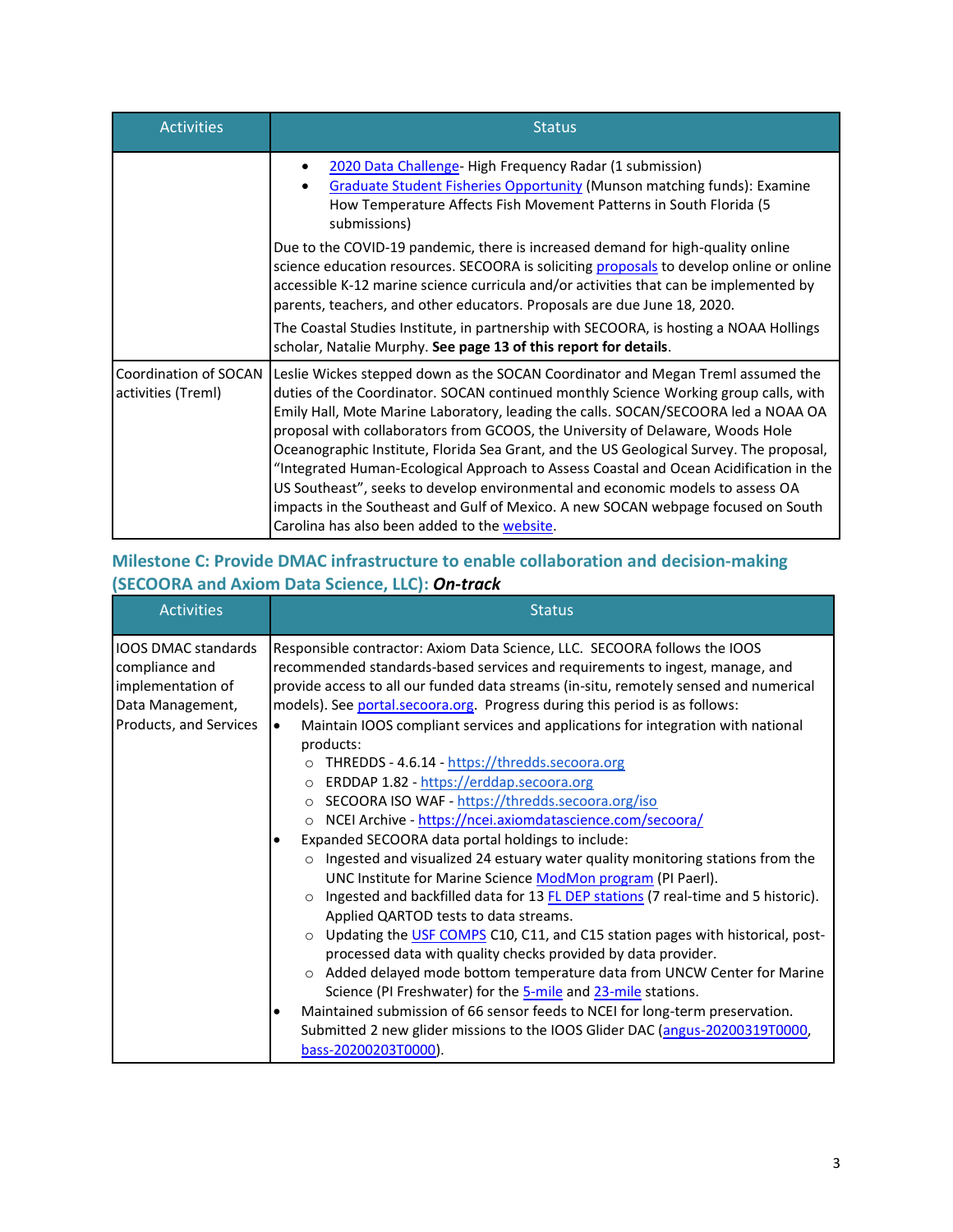| Activities | Status |
| --- | --- |
| | • 2020 Data Challenge- High Frequency Radar (1 submission)<br>• Graduate Student Fisheries Opportunity (Munson matching funds): Examine How Temperature Affects Fish Movement Patterns in South Florida (5 submissions)<br><br>Due to the COVID-19 pandemic, there is increased demand for high-quality online science education resources. SECOORA is soliciting proposals to develop online or online accessible K-12 marine science curricula and/or activities that can be implemented by parents, teachers, and other educators. Proposals are due June 18, 2020.<br><br>The Coastal Studies Institute, in partnership with SECOORA, is hosting a NOAA Hollings scholar, Natalie Murphy. **See page 13 of this report for details**. |
| Coordination of SOCAN activities (Treml) | Leslie Wickes stepped down as the SOCAN Coordinator and Megan Treml assumed the duties of the Coordinator. SOCAN continued monthly Science Working group calls, with Emily Hall, Mote Marine Laboratory, leading the calls. SOCAN/SECOORA led a NOAA OA proposal with collaborators from GCOOS, the University of Delaware, Woods Hole Oceanographic Institute, Florida Sea Grant, and the US Geological Survey. The proposal, "Integrated Human-Ecological Approach to Assess Coastal and Ocean Acidification in the US Southeast", seeks to develop environmental and economic models to assess OA impacts in the Southeast and Gulf of Mexico. A new SOCAN webpage focused on South Carolina has also been added to the website. |

## Milestone C: Provide DMAC infrastructure to enable collaboration and decision-making (SECOORA and Axiom Data Science, LLC): ***On-track***

| Activities | Status |
| --- | --- |
| IOOS DMAC standards compliance and implementation of Data Management, Products, and Services | Responsible contractor: Axiom Data Science, LLC. SECOORA follows the IOOS recommended standards-based services and requirements to ingest, manage, and provide access to all our funded data streams (in-situ, remotely sensed and numerical models). See portal.secoora.org. Progress during this period is as follows:<br>• Maintain IOOS compliant services and applications for integration with national products:<br>&nbsp;&nbsp;○ THREDDS - 4.6.14 - https://thredds.secoora.org<br>&nbsp;&nbsp;○ ERDDAP 1.82 - https://erddap.secoora.org<br>&nbsp;&nbsp;○ SECOORA ISO WAF - https://thredds.secoora.org/iso<br>&nbsp;&nbsp;○ NCEI Archive - https://ncei.axiomdatascience.com/secoora/<br>• Expanded SECOORA data portal holdings to include:<br>&nbsp;&nbsp;○ Ingested and visualized 24 estuary water quality monitoring stations from the UNC Institute for Marine Science ModMon program (PI Paerl).<br>&nbsp;&nbsp;○ Ingested and backfilled data for 13 FL DEP stations (7 real-time and 5 historic). Applied QARTOD tests to data streams.<br>&nbsp;&nbsp;○ Updating the USF COMPS C10, C11, and C15 station pages with historical, post-processed data with quality checks provided by data provider.<br>&nbsp;&nbsp;○ Added delayed mode bottom temperature data from UNCW Center for Marine Science (PI Freshwater) for the 5-mile and 23-mile stations.<br>• Maintained submission of 66 sensor feeds to NCEI for long-term preservation. Submitted 2 new glider missions to the IOOS Glider DAC (angus-20200319T0000, bass-20200203T0000). |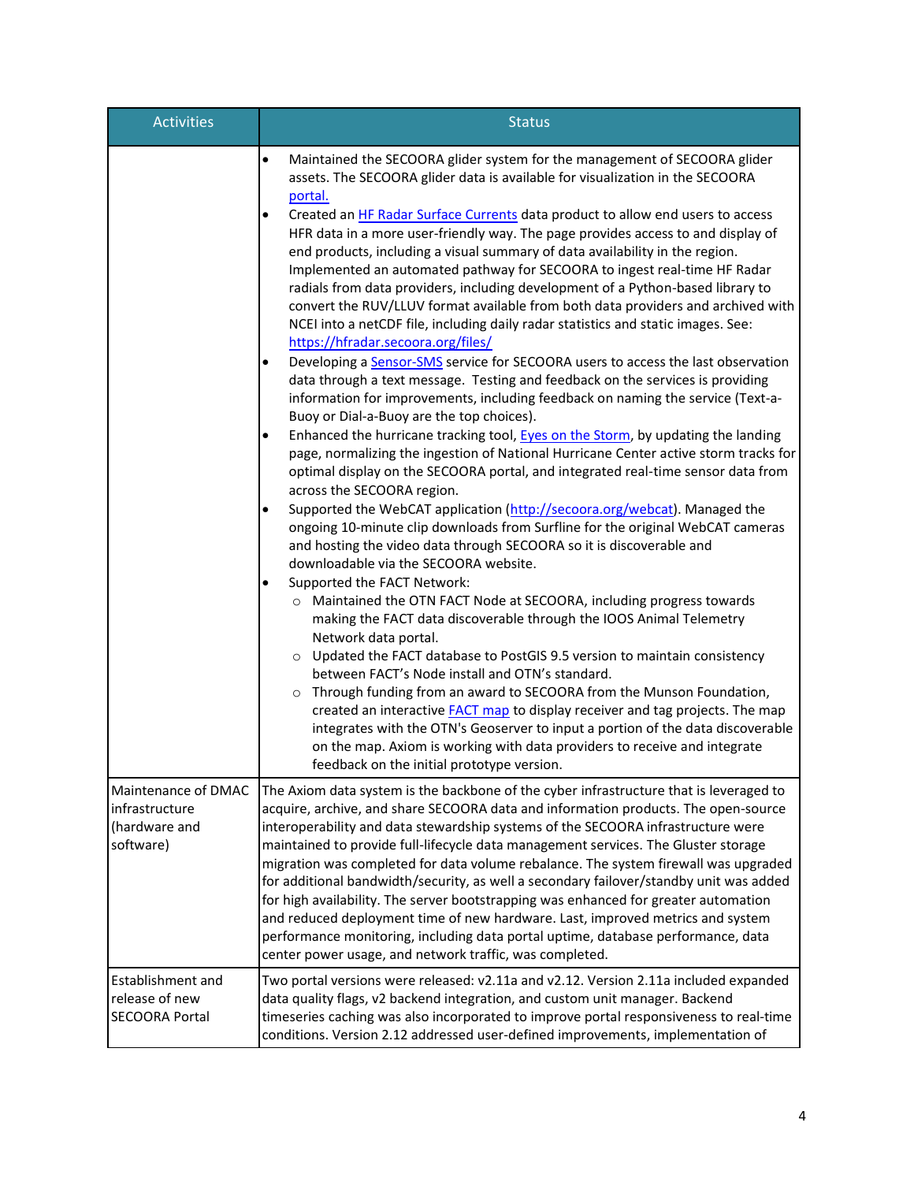| Activities | Status |
|---|---|
| | • Maintained the SECOORA glider system for the management of SECOORA glider assets. The SECOORA glider data is available for visualization in the SECOORA portal.<br>• Created an HF Radar Surface Currents data product to allow end users to access HFR data in a more user-friendly way. The page provides access to and display of end products, including a visual summary of data availability in the region. Implemented an automated pathway for SECOORA to ingest real-time HF Radar radials from data providers, including development of a Python-based library to convert the RUV/LLUV format available from both data providers and archived with NCEI into a netCDF file, including daily radar statistics and static images. See: https://hfradar.secoora.org/files/<br>• Developing a Sensor-SMS service for SECOORA users to access the last observation data through a text message. Testing and feedback on the services is providing information for improvements, including feedback on naming the service (Text-a-Buoy or Dial-a-Buoy are the top choices).<br>• Enhanced the hurricane tracking tool, Eyes on the Storm, by updating the landing page, normalizing the ingestion of National Hurricane Center active storm tracks for optimal display on the SECOORA portal, and integrated real-time sensor data from across the SECOORA region.<br>• Supported the WebCAT application (http://secoora.org/webcat). Managed the ongoing 10-minute clip downloads from Surfline for the original WebCAT cameras and hosting the video data through SECOORA so it is discoverable and downloadable via the SECOORA website.<br>• Supported the FACT Network:<br>&nbsp;&nbsp;&nbsp;&nbsp;○ Maintained the OTN FACT Node at SECOORA, including progress towards making the FACT data discoverable through the IOOS Animal Telemetry Network data portal.<br>&nbsp;&nbsp;&nbsp;&nbsp;○ Updated the FACT database to PostGIS 9.5 version to maintain consistency between FACT's Node install and OTN's standard.<br>&nbsp;&nbsp;&nbsp;&nbsp;○ Through funding from an award to SECOORA from the Munson Foundation, created an interactive FACT map to display receiver and tag projects. The map integrates with the OTN's Geoserver to input a portion of the data discoverable on the map. Axiom is working with data providers to receive and integrate feedback on the initial prototype version. |
| Maintenance of DMAC infrastructure (hardware and software) | The Axiom data system is the backbone of the cyber infrastructure that is leveraged to acquire, archive, and share SECOORA data and information products. The open-source interoperability and data stewardship systems of the SECOORA infrastructure were maintained to provide full-lifecycle data management services. The Gluster storage migration was completed for data volume rebalance. The system firewall was upgraded for additional bandwidth/security, as well a secondary failover/standby unit was added for high availability. The server bootstrapping was enhanced for greater automation and reduced deployment time of new hardware. Last, improved metrics and system performance monitoring, including data portal uptime, database performance, data center power usage, and network traffic, was completed. |
| Establishment and release of new SECOORA Portal | Two portal versions were released: v2.11a and v2.12. Version 2.11a included expanded data quality flags, v2 backend integration, and custom unit manager. Backend timeseries caching was also incorporated to improve portal responsiveness to real-time conditions. Version 2.12 addressed user-defined improvements, implementation of |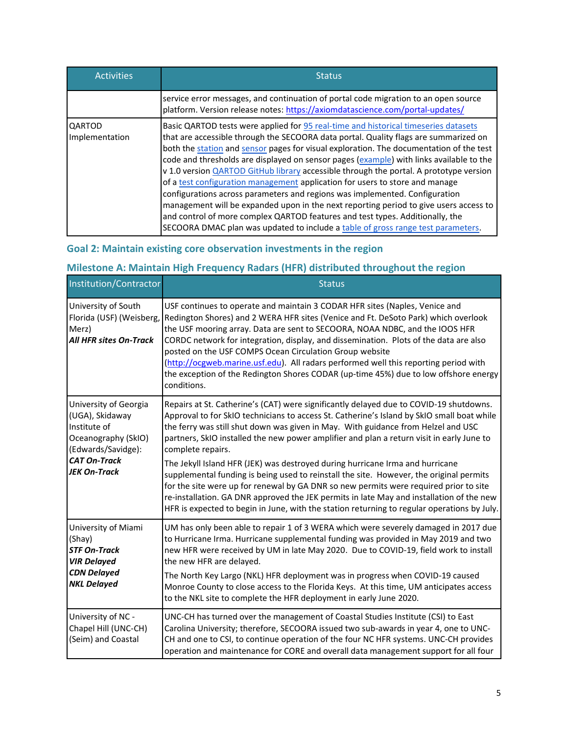| Activities | Status |
|---|---|
| | service error messages, and continuation of portal code migration to an open source platform. Version release notes: https://axiomdatascience.com/portal-updates/ |
| QARTOD Implementation | Basic QARTOD tests were applied for 95 real-time and historical timeseries datasets that are accessible through the SECOORA data portal. Quality flags are summarized on both the station and sensor pages for visual exploration. The documentation of the test code and thresholds are displayed on sensor pages (example) with links available to the v 1.0 version QARTOD GitHub library accessible through the portal. A prototype version of a test configuration management application for users to store and manage configurations across parameters and regions was implemented. Configuration management will be expanded upon in the next reporting period to give users access to and control of more complex QARTOD features and test types. Additionally, the SECOORA DMAC plan was updated to include a table of gross range test parameters. |

## Goal 2: Maintain existing core observation investments in the region

### Milestone A: Maintain High Frequency Radars (HFR) distributed throughout the region

| Institution/Contractor | Status |
|---|---|
| University of South Florida (USF) (Weisberg, Merz)<br>***All HFR sites On-Track*** | USF continues to operate and maintain 3 CODAR HFR sites (Naples, Venice and Redington Shores) and 2 WERA HFR sites (Venice and Ft. DeSoto Park) which overlook the USF mooring array. Data are sent to SECOORA, NOAA NDBC, and the IOOS HFR CORDC network for integration, display, and dissemination. Plots of the data are also posted on the USF COMPS Ocean Circulation Group website (http://ocgweb.marine.usf.edu). All radars performed well this reporting period with the exception of the Redington Shores CODAR (up-time 45%) due to low offshore energy conditions. |
| University of Georgia (UGA), Skidaway Institute of Oceanography (SkIO) (Edwards/Savidge):<br>***CAT On-Track***<br>***JEK On-Track*** | Repairs at St. Catherine's (CAT) were significantly delayed due to COVID-19 shutdowns. Approval to for SkIO technicians to access St. Catherine's Island by SkIO small boat while the ferry was still shut down was given in May. With guidance from Helzel and USC partners, SkIO installed the new power amplifier and plan a return visit in early June to complete repairs.<br><br>The Jekyll Island HFR (JEK) was destroyed during hurricane Irma and hurricane supplemental funding is being used to reinstall the site. However, the original permits for the site were up for renewal by GA DNR so new permits were required prior to site re-installation. GA DNR approved the JEK permits in late May and installation of the new HFR is expected to begin in June, with the station returning to regular operations by July. |
| University of Miami (Shay)<br>***STF On-Track***<br>***VIR Delayed***<br>***CDN Delayed***<br>***NKL Delayed*** | UM has only been able to repair 1 of 3 WERA which were severely damaged in 2017 due to Hurricane Irma. Hurricane supplemental funding was provided in May 2019 and two new HFR were received by UM in late May 2020. Due to COVID-19, field work to install the new HFR are delayed.<br><br>The North Key Largo (NKL) HFR deployment was in progress when COVID-19 caused Monroe County to close access to the Florida Keys. At this time, UM anticipates access to the NKL site to complete the HFR deployment in early June 2020. |
| University of NC - Chapel Hill (UNC-CH) (Seim) and Coastal | UNC-CH has turned over the management of Coastal Studies Institute (CSI) to East Carolina University; therefore, SECOORA issued two sub-awards in year 4, one to UNC-CH and one to CSI, to continue operation of the four NC HFR systems. UNC-CH provides operation and maintenance for CORE and overall data management support for all four |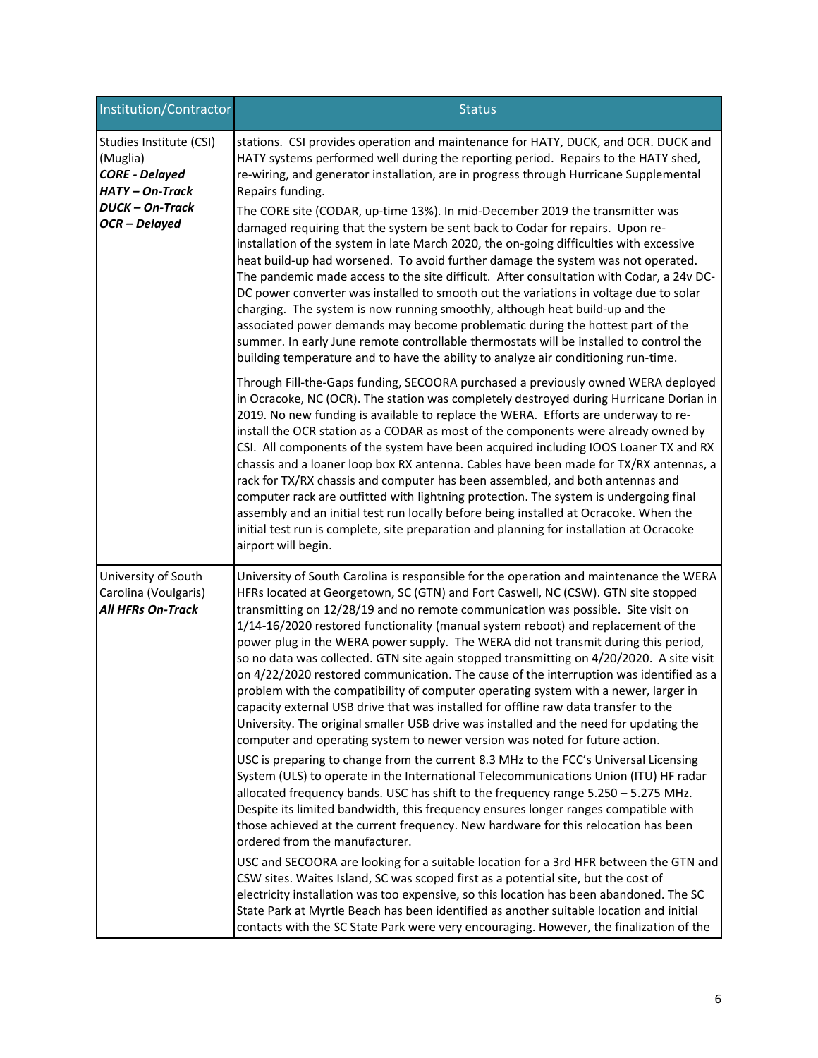| Institution/Contractor | Status |
|---|---|
| Studies Institute (CSI) (Muglia)<br>***CORE - Delayed***<br>***HATY – On-Track***<br>***DUCK – On-Track***<br>***OCR – Delayed*** | stations. CSI provides operation and maintenance for HATY, DUCK, and OCR. DUCK and HATY systems performed well during the reporting period. Repairs to the HATY shed, re-wiring, and generator installation, are in progress through Hurricane Supplemental Repairs funding.<br><br>The CORE site (CODAR, up-time 13%). In mid-December 2019 the transmitter was damaged requiring that the system be sent back to Codar for repairs. Upon re-installation of the system in late March 2020, the on-going difficulties with excessive heat build-up had worsened. To avoid further damage the system was not operated. The pandemic made access to the site difficult. After consultation with Codar, a 24v DC-DC power converter was installed to smooth out the variations in voltage due to solar charging. The system is now running smoothly, although heat build-up and the associated power demands may become problematic during the hottest part of the summer. In early June remote controllable thermostats will be installed to control the building temperature and to have the ability to analyze air conditioning run-time.<br><br>Through Fill-the-Gaps funding, SECOORA purchased a previously owned WERA deployed in Ocracoke, NC (OCR). The station was completely destroyed during Hurricane Dorian in 2019. No new funding is available to replace the WERA. Efforts are underway to re-install the OCR station as a CODAR as most of the components were already owned by CSI. All components of the system have been acquired including IOOS Loaner TX and RX chassis and a loaner loop box RX antenna. Cables have been made for TX/RX antennas, a rack for TX/RX chassis and computer has been assembled, and both antennas and computer rack are outfitted with lightning protection. The system is undergoing final assembly and an initial test run locally before being installed at Ocracoke. When the initial test run is complete, site preparation and planning for installation at Ocracoke airport will begin. |
| University of South Carolina (Voulgaris)<br>***All HFRs On-Track*** | University of South Carolina is responsible for the operation and maintenance the WERA HFRs located at Georgetown, SC (GTN) and Fort Caswell, NC (CSW). GTN site stopped transmitting on 12/28/19 and no remote communication was possible. Site visit on 1/14-16/2020 restored functionality (manual system reboot) and replacement of the power plug in the WERA power supply. The WERA did not transmit during this period, so no data was collected. GTN site again stopped transmitting on 4/20/2020. A site visit on 4/22/2020 restored communication. The cause of the interruption was identified as a problem with the compatibility of computer operating system with a newer, larger in capacity external USB drive that was installed for offline raw data transfer to the University. The original smaller USB drive was installed and the need for updating the computer and operating system to newer version was noted for future action.<br><br>USC is preparing to change from the current 8.3 MHz to the FCC's Universal Licensing System (ULS) to operate in the International Telecommunications Union (ITU) HF radar allocated frequency bands. USC has shift to the frequency range 5.250 – 5.275 MHz. Despite its limited bandwidth, this frequency ensures longer ranges compatible with those achieved at the current frequency. New hardware for this relocation has been ordered from the manufacturer.<br><br>USC and SECOORA are looking for a suitable location for a 3rd HFR between the GTN and CSW sites. Waites Island, SC was scoped first as a potential site, but the cost of electricity installation was too expensive, so this location has been abandoned. The SC State Park at Myrtle Beach has been identified as another suitable location and initial contacts with the SC State Park were very encouraging. However, the finalization of the |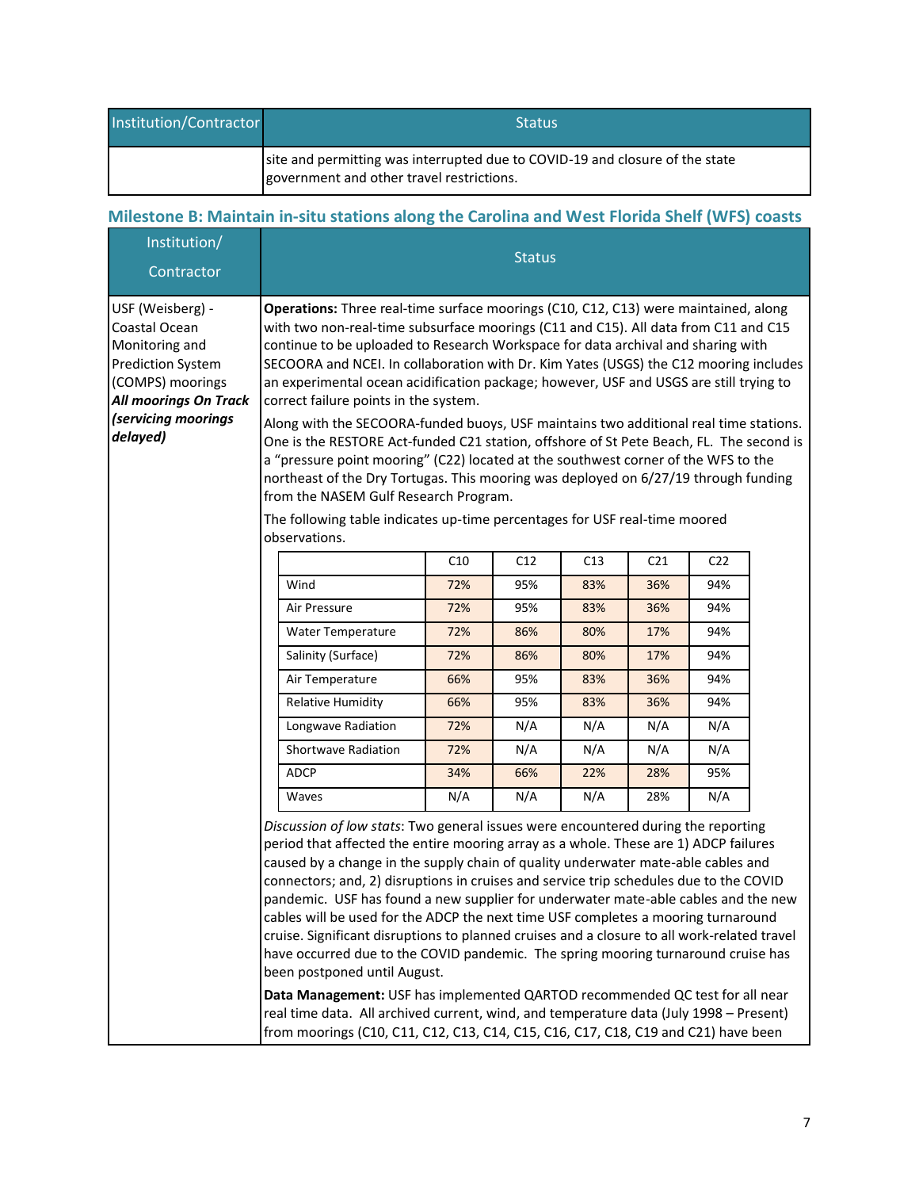| Institution/Contractor | Status |
|---|---|
| | site and permitting was interrupted due to COVID-19 and closure of the state government and other travel restrictions. |

### Milestone B: Maintain in-situ stations along the Carolina and West Florida Shelf (WFS) coasts

| Institution/ Contractor | Status |
|---|---|
| USF (Weisberg) - Coastal Ocean Monitoring and Prediction System (COMPS) moorings ***All moorings On Track (servicing moorings delayed)*** | **Operations:** Three real-time surface moorings (C10, C12, C13) were maintained, along with two non-real-time subsurface moorings (C11 and C15). All data from C11 and C15 continue to be uploaded to Research Workspace for data archival and sharing with SECOORA and NCEI. In collaboration with Dr. Kim Yates (USGS) the C12 mooring includes an experimental ocean acidification package; however, USF and USGS are still trying to correct failure points in the system.<br><br>Along with the SECOORA-funded buoys, USF maintains two additional real time stations. One is the RESTORE Act-funded C21 station, offshore of St Pete Beach, FL. The second is a "pressure point mooring" (C22) located at the southwest corner of the WFS to the northeast of the Dry Tortugas. This mooring was deployed on 6/27/19 through funding from the NASEM Gulf Research Program.<br><br>The following table indicates up-time percentages for USF real-time moored observations.<br><br>(see table below)<br><br>*Discussion of low stats*: Two general issues were encountered during the reporting period that affected the entire mooring array as a whole. These are 1) ADCP failures caused by a change in the supply chain of quality underwater mate-able cables and connectors; and, 2) disruptions in cruises and service trip schedules due to the COVID pandemic. USF has found a new supplier for underwater mate-able cables and the new cables will be used for the ADCP the next time USF completes a mooring turnaround cruise. Significant disruptions to planned cruises and a closure to all work-related travel have occurred due to the COVID pandemic. The spring mooring turnaround cruise has been postponed until August.<br><br>**Data Management:** USF has implemented QARTOD recommended QC test for all near real time data. All archived current, wind, and temperature data (July 1998 – Present) from moorings (C10, C11, C12, C13, C14, C15, C16, C17, C18, C19 and C21) have been |

| | C10 | C12 | C13 | C21 | C22 |
|---|---|---|---|---|---|
| Wind | 72% | 95% | 83% | 36% | 94% |
| Air Pressure | 72% | 95% | 83% | 36% | 94% |
| Water Temperature | 72% | 86% | 80% | 17% | 94% |
| Salinity (Surface) | 72% | 86% | 80% | 17% | 94% |
| Air Temperature | 66% | 95% | 83% | 36% | 94% |
| Relative Humidity | 66% | 95% | 83% | 36% | 94% |
| Longwave Radiation | 72% | N/A | N/A | N/A | N/A |
| Shortwave Radiation | 72% | N/A | N/A | N/A | N/A |
| ADCP | 34% | 66% | 22% | 28% | 95% |
| Waves | N/A | N/A | N/A | 28% | N/A |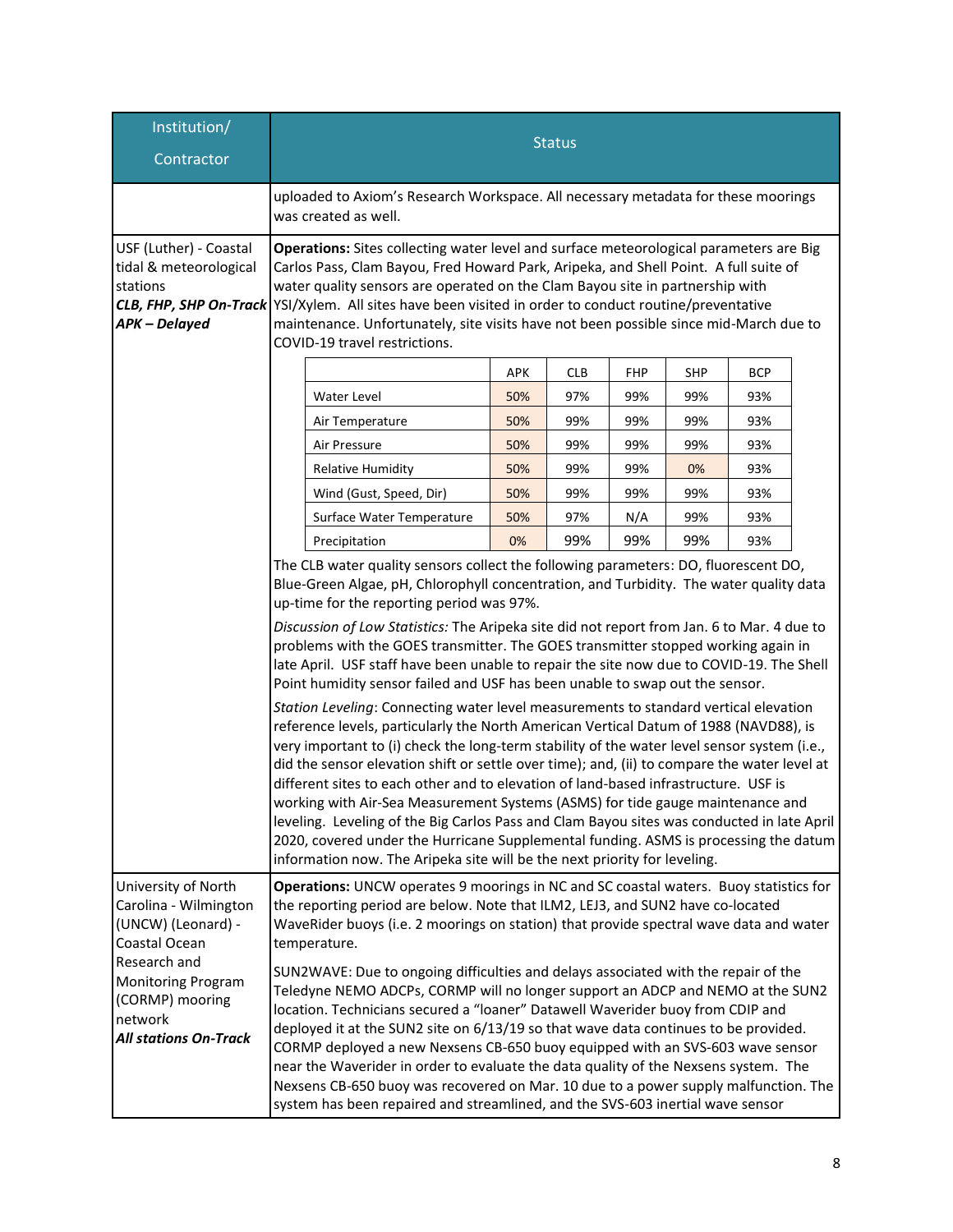| Institution/ Contractor | Status |
|---|---|
| | uploaded to Axiom's Research Workspace. All necessary metadata for these moorings was created as well. |
| USF (Luther) - Coastal tidal & meteorological stations<br>***CLB, FHP, SHP On-Track***<br>***APK – Delayed*** | **Operations:** Sites collecting water level and surface meteorological parameters are Big Carlos Pass, Clam Bayou, Fred Howard Park, Aripeka, and Shell Point. A full suite of water quality sensors are operated on the Clam Bayou site in partnership with YSI/Xylem. All sites have been visited in order to conduct routine/preventative maintenance. Unfortunately, site visits have not been possible since mid-March due to COVID-19 travel restrictions. |

| | APK | CLB | FHP | SHP | BCP |
|---|---|---|---|---|---|
| Water Level | 50% | 97% | 99% | 99% | 93% |
| Air Temperature | 50% | 99% | 99% | 99% | 93% |
| Air Pressure | 50% | 99% | 99% | 99% | 93% |
| Relative Humidity | 50% | 99% | 99% | 0% | 93% |
| Wind (Gust, Speed, Dir) | 50% | 99% | 99% | 99% | 93% |
| Surface Water Temperature | 50% | 97% | N/A | 99% | 93% |
| Precipitation | 0% | 99% | 99% | 99% | 93% |

The CLB water quality sensors collect the following parameters: DO, fluorescent DO, Blue-Green Algae, pH, Chlorophyll concentration, and Turbidity. The water quality data up-time for the reporting period was 97%.

*Discussion of Low Statistics:* The Aripeka site did not report from Jan. 6 to Mar. 4 due to problems with the GOES transmitter. The GOES transmitter stopped working again in late April. USF staff have been unable to repair the site now due to COVID-19. The Shell Point humidity sensor failed and USF has been unable to swap out the sensor.

*Station Leveling*: Connecting water level measurements to standard vertical elevation reference levels, particularly the North American Vertical Datum of 1988 (NAVD88), is very important to (i) check the long-term stability of the water level sensor system (i.e., did the sensor elevation shift or settle over time); and, (ii) to compare the water level at different sites to each other and to elevation of land-based infrastructure. USF is working with Air-Sea Measurement Systems (ASMS) for tide gauge maintenance and leveling. Leveling of the Big Carlos Pass and Clam Bayou sites was conducted in late April 2020, covered under the Hurricane Supplemental funding. ASMS is processing the datum information now. The Aripeka site will be the next priority for leveling.

| Institution/ Contractor | Status |
|---|---|
| University of North Carolina - Wilmington (UNCW) (Leonard) - Coastal Ocean Research and Monitoring Program (CORMP) mooring network<br>***All stations On-Track*** | **Operations:** UNCW operates 9 moorings in NC and SC coastal waters. Buoy statistics for the reporting period are below. Note that ILM2, LEJ3, and SUN2 have co-located WaveRider buoys (i.e. 2 moorings on station) that provide spectral wave data and water temperature.<br><br>SUN2WAVE: Due to ongoing difficulties and delays associated with the repair of the Teledyne NEMO ADCPs, CORMP will no longer support an ADCP and NEMO at the SUN2 location. Technicians secured a "loaner" Datawell Waverider buoy from CDIP and deployed it at the SUN2 site on 6/13/19 so that wave data continues to be provided. CORMP deployed a new Nexsens CB-650 buoy equipped with an SVS-603 wave sensor near the Waverider in order to evaluate the data quality of the Nexsens system. The Nexsens CB-650 buoy was recovered on Mar. 10 due to a power supply malfunction. The system has been repaired and streamlined, and the SVS-603 inertial wave sensor |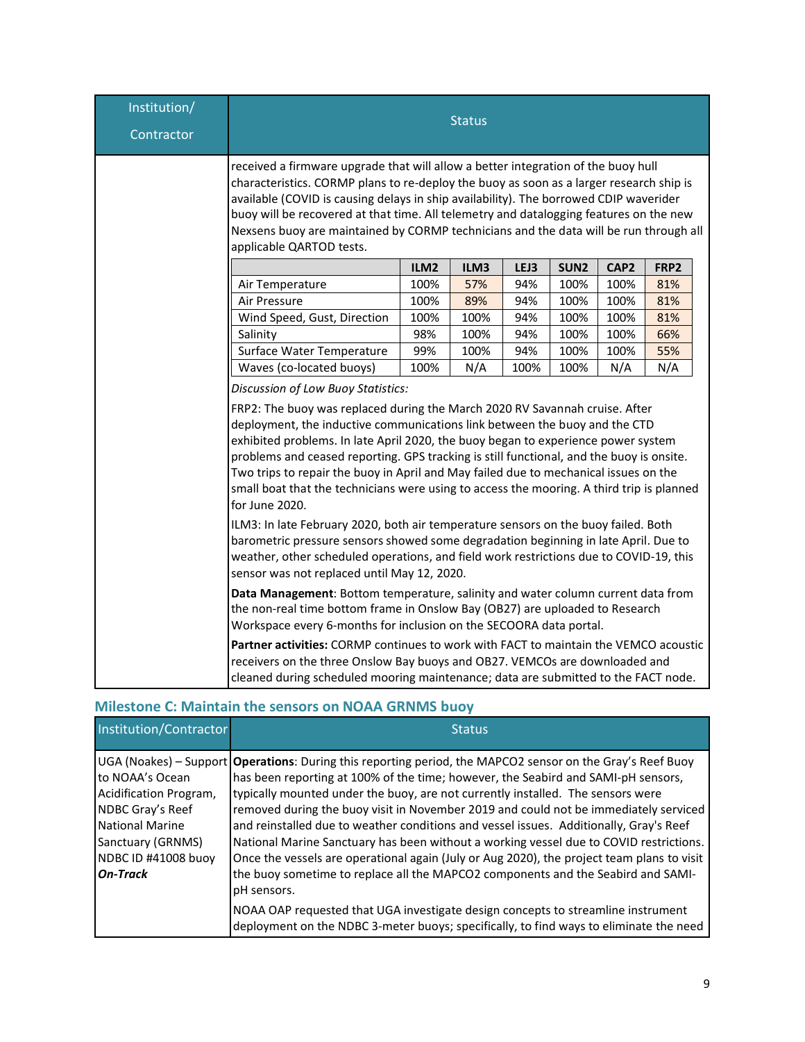| Institution/ Contractor | Status |
|---|---|
| | received a firmware upgrade that will allow a better integration of the buoy hull characteristics. CORMP plans to re-deploy the buoy as soon as a larger research ship is available (COVID is causing delays in ship availability). The borrowed CDIP waverider buoy will be recovered at that time. All telemetry and datalogging features on the new Nexsens buoy are maintained by CORMP technicians and the data will be run through all applicable QARTOD tests. |

| | ILM2 | ILM3 | LEJ3 | SUN2 | CAP2 | FRP2 |
|---|---|---|---|---|---|---|
| Air Temperature | 100% | 57% | 94% | 100% | 100% | 81% |
| Air Pressure | 100% | 89% | 94% | 100% | 100% | 81% |
| Wind Speed, Gust, Direction | 100% | 100% | 94% | 100% | 100% | 81% |
| Salinity | 98% | 100% | 94% | 100% | 100% | 66% |
| Surface Water Temperature | 99% | 100% | 94% | 100% | 100% | 55% |
| Waves (co-located buoys) | 100% | N/A | 100% | 100% | N/A | N/A |

*Discussion of Low Buoy Statistics:*

FRP2: The buoy was replaced during the March 2020 RV Savannah cruise. After deployment, the inductive communications link between the buoy and the CTD exhibited problems. In late April 2020, the buoy began to experience power system problems and ceased reporting. GPS tracking is still functional, and the buoy is onsite. Two trips to repair the buoy in April and May failed due to mechanical issues on the small boat that the technicians were using to access the mooring. A third trip is planned for June 2020.

ILM3: In late February 2020, both air temperature sensors on the buoy failed. Both barometric pressure sensors showed some degradation beginning in late April. Due to weather, other scheduled operations, and field work restrictions due to COVID-19, this sensor was not replaced until May 12, 2020.

**Data Management**: Bottom temperature, salinity and water column current data from the non-real time bottom frame in Onslow Bay (OB27) are uploaded to Research Workspace every 6-months for inclusion on the SECOORA data portal.

**Partner activities:** CORMP continues to work with FACT to maintain the VEMCO acoustic receivers on the three Onslow Bay buoys and OB27. VEMCOs are downloaded and cleaned during scheduled mooring maintenance; data are submitted to the FACT node.

## Milestone C: Maintain the sensors on NOAA GRNMS buoy

| Institution/Contractor | Status |
|---|---|
| UGA (Noakes) – Support to NOAA's Ocean Acidification Program, NDBC Gray's Reef National Marine Sanctuary (GRNMS) NDBC ID #41008 buoy ***On-Track*** | **Operations**: During this reporting period, the MAPCO2 sensor on the Gray's Reef Buoy has been reporting at 100% of the time; however, the Seabird and SAMI-pH sensors, typically mounted under the buoy, are not currently installed. The sensors were removed during the buoy visit in November 2019 and could not be immediately serviced and reinstalled due to weather conditions and vessel issues. Additionally, Gray's Reef National Marine Sanctuary has been without a working vessel due to COVID restrictions. Once the vessels are operational again (July or Aug 2020), the project team plans to visit the buoy sometime to replace all the MAPCO2 components and the Seabird and SAMI-pH sensors.<br><br>NOAA OAP requested that UGA investigate design concepts to streamline instrument deployment on the NDBC 3-meter buoys; specifically, to find ways to eliminate the need |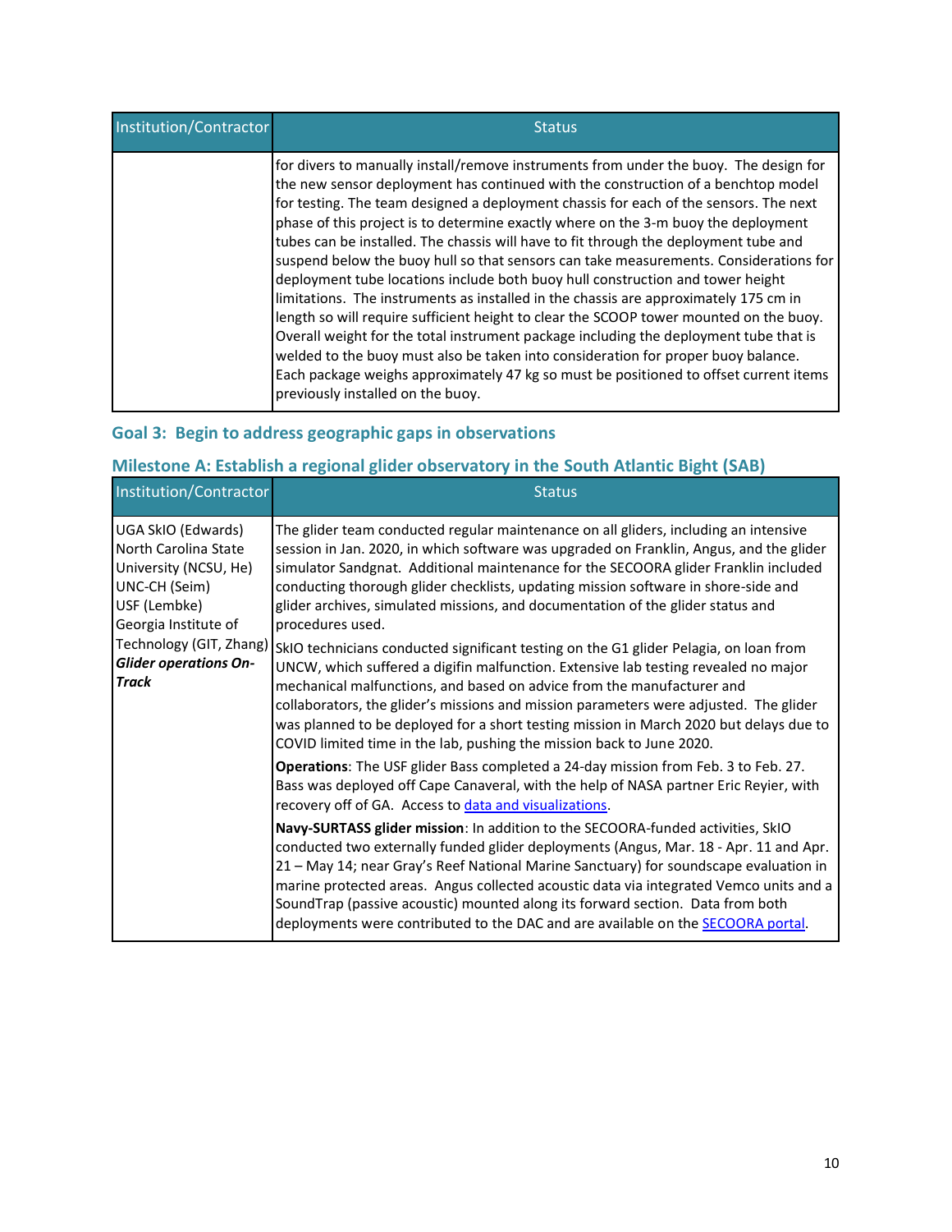| Institution/Contractor | Status |
|---|---|
| | for divers to manually install/remove instruments from under the buoy. The design for the new sensor deployment has continued with the construction of a benchtop model for testing. The team designed a deployment chassis for each of the sensors. The next phase of this project is to determine exactly where on the 3-m buoy the deployment tubes can be installed. The chassis will have to fit through the deployment tube and suspend below the buoy hull so that sensors can take measurements. Considerations for deployment tube locations include both buoy hull construction and tower height limitations. The instruments as installed in the chassis are approximately 175 cm in length so will require sufficient height to clear the SCOOP tower mounted on the buoy. Overall weight for the total instrument package including the deployment tube that is welded to the buoy must also be taken into consideration for proper buoy balance. Each package weighs approximately 47 kg so must be positioned to offset current items previously installed on the buoy. |

## Goal 3: Begin to address geographic gaps in observations

### Milestone A: Establish a regional glider observatory in the South Atlantic Bight (SAB)

| Institution/Contractor | Status |
|---|---|
| UGA SkIO (Edwards)<br>North Carolina State University (NCSU, He)<br>UNC-CH (Seim)<br>USF (Lembke)<br>Georgia Institute of Technology (GIT, Zhang)<br>***Glider operations On-Track*** | The glider team conducted regular maintenance on all gliders, including an intensive session in Jan. 2020, in which software was upgraded on Franklin, Angus, and the glider simulator Sandgnat. Additional maintenance for the SECOORA glider Franklin included conducting thorough glider checklists, updating mission software in shore-side and glider archives, simulated missions, and documentation of the glider status and procedures used.<br><br>SkIO technicians conducted significant testing on the G1 glider Pelagia, on loan from UNCW, which suffered a digifin malfunction. Extensive lab testing revealed no major mechanical malfunctions, and based on advice from the manufacturer and collaborators, the glider's missions and mission parameters were adjusted. The glider was planned to be deployed for a short testing mission in March 2020 but delays due to COVID limited time in the lab, pushing the mission back to June 2020.<br><br>**Operations**: The USF glider Bass completed a 24-day mission from Feb. 3 to Feb. 27. Bass was deployed off Cape Canaveral, with the help of NASA partner Eric Reyier, with recovery off of GA. Access to data and visualizations.<br><br>**Navy-SURTASS glider mission**: In addition to the SECOORA-funded activities, SkIO conducted two externally funded glider deployments (Angus, Mar. 18 - Apr. 11 and Apr. 21 – May 14; near Gray's Reef National Marine Sanctuary) for soundscape evaluation in marine protected areas. Angus collected acoustic data via integrated Vemco units and a SoundTrap (passive acoustic) mounted along its forward section. Data from both deployments were contributed to the DAC and are available on the SECOORA portal. |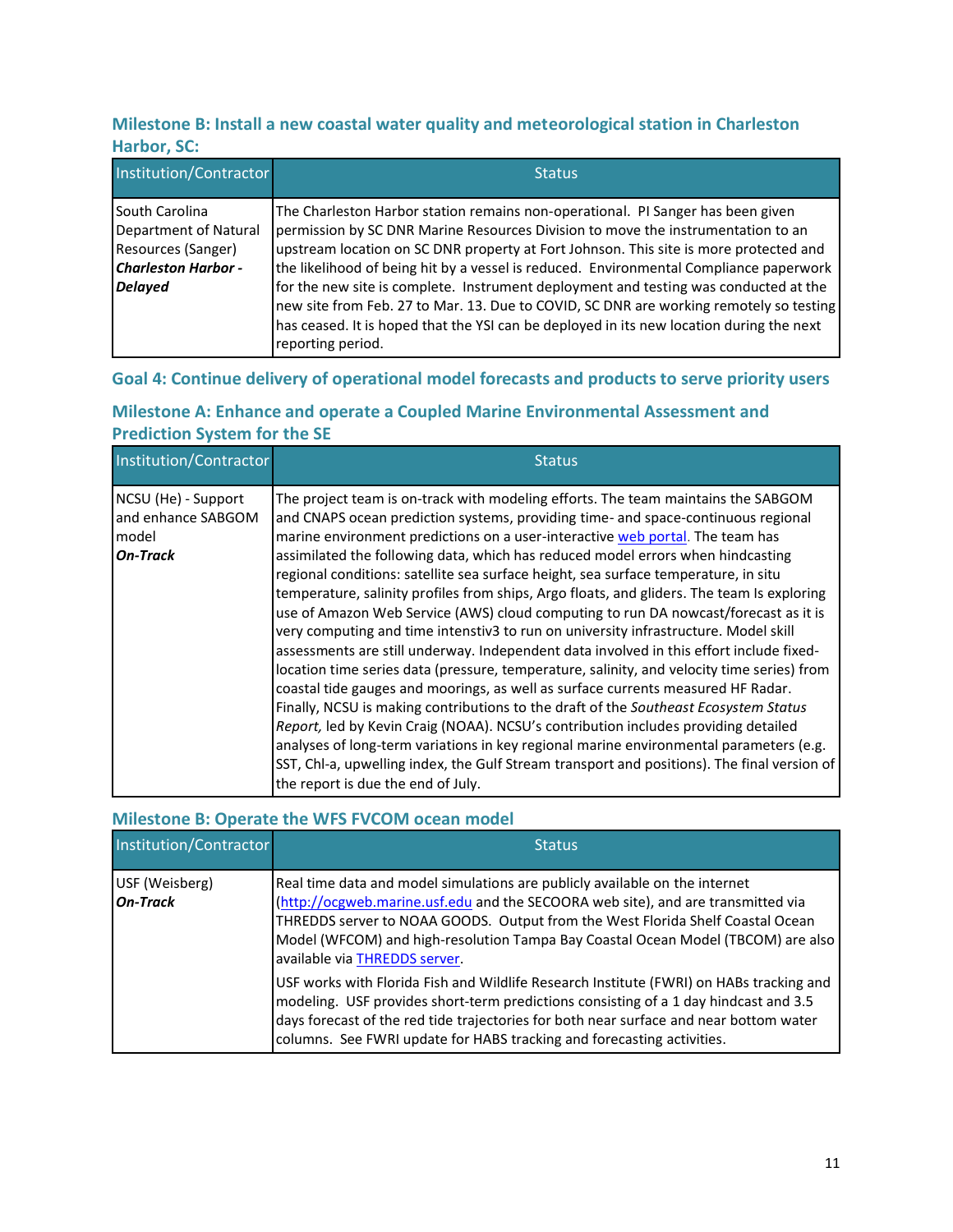### Milestone B: Install a new coastal water quality and meteorological station in Charleston Harbor, SC:

| Institution/Contractor | Status |
| --- | --- |
| South Carolina Department of Natural Resources (Sanger) ***Charleston Harbor - Delayed*** | The Charleston Harbor station remains non-operational. PI Sanger has been given permission by SC DNR Marine Resources Division to move the instrumentation to an upstream location on SC DNR property at Fort Johnson. This site is more protected and the likelihood of being hit by a vessel is reduced. Environmental Compliance paperwork for the new site is complete. Instrument deployment and testing was conducted at the new site from Feb. 27 to Mar. 13. Due to COVID, SC DNR are working remotely so testing has ceased. It is hoped that the YSI can be deployed in its new location during the next reporting period. |

## Goal 4: Continue delivery of operational model forecasts and products to serve priority users

### Milestone A: Enhance and operate a Coupled Marine Environmental Assessment and Prediction System for the SE

| Institution/Contractor | Status |
| --- | --- |
| NCSU (He) - Support and enhance SABGOM model ***On-Track*** | The project team is on-track with modeling efforts. The team maintains the SABGOM and CNAPS ocean prediction systems, providing time- and space-continuous regional marine environment predictions on a user-interactive web portal. The team has assimilated the following data, which has reduced model errors when hindcasting regional conditions: satellite sea surface height, sea surface temperature, in situ temperature, salinity profiles from ships, Argo floats, and gliders. The team Is exploring use of Amazon Web Service (AWS) cloud computing to run DA nowcast/forecast as it is very computing and time intenstiv3 to run on university infrastructure. Model skill assessments are still underway. Independent data involved in this effort include fixed-location time series data (pressure, temperature, salinity, and velocity time series) from coastal tide gauges and moorings, as well as surface currents measured HF Radar. Finally, NCSU is making contributions to the draft of the *Southeast Ecosystem Status Report,* led by Kevin Craig (NOAA). NCSU's contribution includes providing detailed analyses of long-term variations in key regional marine environmental parameters (e.g. SST, Chl-a, upwelling index, the Gulf Stream transport and positions). The final version of the report is due the end of July. |

### Milestone B: Operate the WFS FVCOM ocean model

| Institution/Contractor | Status |
| --- | --- |
| USF (Weisberg) ***On-Track*** | Real time data and model simulations are publicly available on the internet (http://ocgweb.marine.usf.edu and the SECOORA web site), and are transmitted via THREDDS server to NOAA GOODS. Output from the West Florida Shelf Coastal Ocean Model (WFCOM) and high-resolution Tampa Bay Coastal Ocean Model (TBCOM) are also available via THREDDS server.<br><br>USF works with Florida Fish and Wildlife Research Institute (FWRI) on HABs tracking and modeling. USF provides short-term predictions consisting of a 1 day hindcast and 3.5 days forecast of the red tide trajectories for both near surface and near bottom water columns. See FWRI update for HABS tracking and forecasting activities. |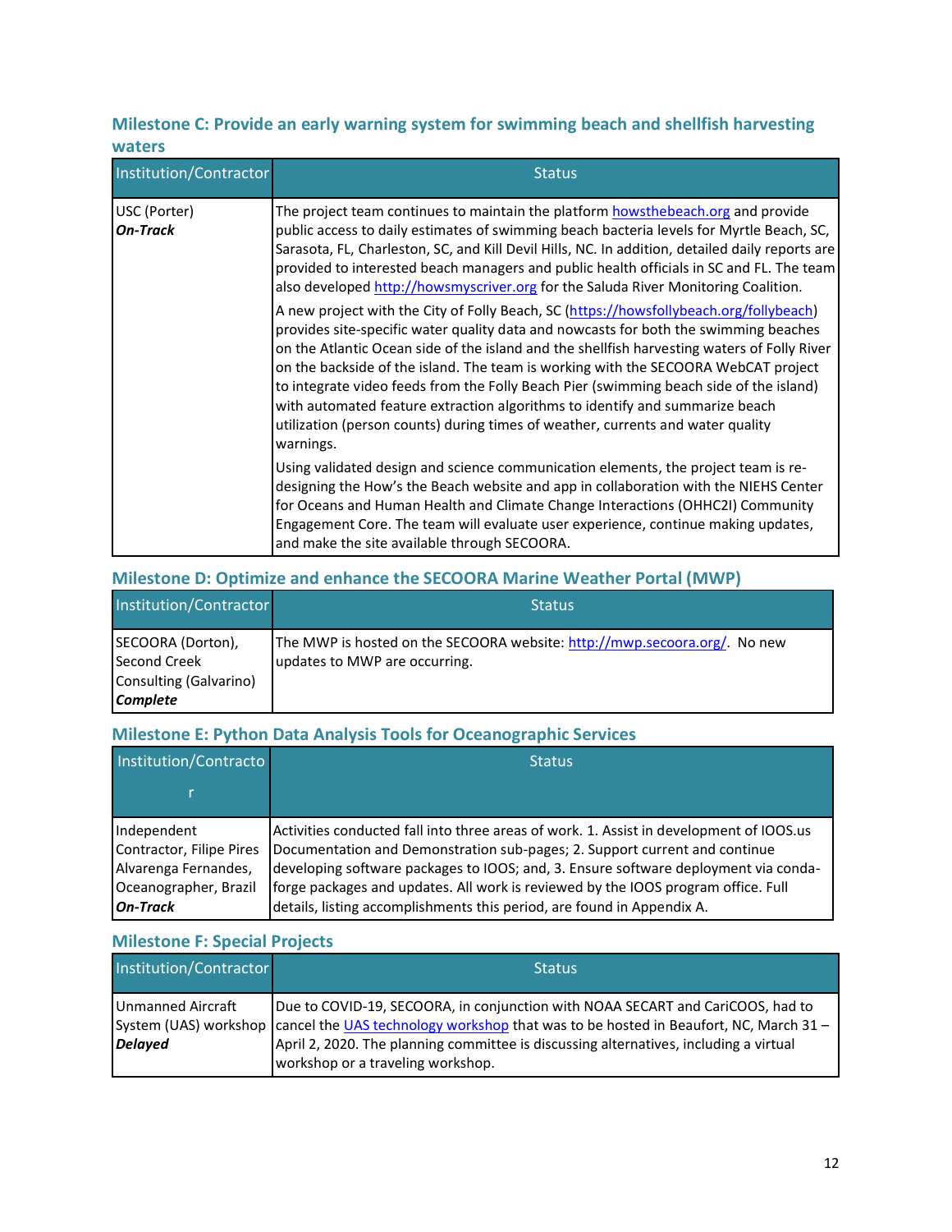### Milestone C: Provide an early warning system for swimming beach and shellfish harvesting waters

| Institution/Contractor | Status |
|---|---|
| USC (Porter)<br>***On-Track*** | The project team continues to maintain the platform howsthebeach.org and provide public access to daily estimates of swimming beach bacteria levels for Myrtle Beach, SC, Sarasota, FL, Charleston, SC, and Kill Devil Hills, NC. In addition, detailed daily reports are provided to interested beach managers and public health officials in SC and FL. The team also developed http://howsmyscriver.org for the Saluda River Monitoring Coalition.<br><br>A new project with the City of Folly Beach, SC (https://howsfollybeach.org/follybeach) provides site-specific water quality data and nowcasts for both the swimming beaches on the Atlantic Ocean side of the island and the shellfish harvesting waters of Folly River on the backside of the island. The team is working with the SECOORA WebCAT project to integrate video feeds from the Folly Beach Pier (swimming beach side of the island) with automated feature extraction algorithms to identify and summarize beach utilization (person counts) during times of weather, currents and water quality warnings.<br><br>Using validated design and science communication elements, the project team is re-designing the How's the Beach website and app in collaboration with the NIEHS Center for Oceans and Human Health and Climate Change Interactions (OHHC2I) Community Engagement Core. The team will evaluate user experience, continue making updates, and make the site available through SECOORA. |

### Milestone D: Optimize and enhance the SECOORA Marine Weather Portal (MWP)

| Institution/Contractor | Status |
|---|---|
| SECOORA (Dorton), Second Creek Consulting (Galvarino)<br>***Complete*** | The MWP is hosted on the SECOORA website: http://mwp.secoora.org/. No new updates to MWP are occurring. |

### Milestone E: Python Data Analysis Tools for Oceanographic Services

| Institution/Contractor | Status |
|---|---|
| Independent Contractor, Filipe Pires Alvarenga Fernandes, Oceanographer, Brazil<br>***On-Track*** | Activities conducted fall into three areas of work. 1. Assist in development of IOOS.us Documentation and Demonstration sub-pages; 2. Support current and continue developing software packages to IOOS; and, 3. Ensure software deployment via conda-forge packages and updates. All work is reviewed by the IOOS program office. Full details, listing accomplishments this period, are found in Appendix A. |

### Milestone F: Special Projects

| Institution/Contractor | Status |
|---|---|
| Unmanned Aircraft System (UAS) workshop<br>***Delayed*** | Due to COVID-19, SECOORA, in conjunction with NOAA SECART and CariCOOS, had to cancel the UAS technology workshop that was to be hosted in Beaufort, NC, March 31 – April 2, 2020. The planning committee is discussing alternatives, including a virtual workshop or a traveling workshop. |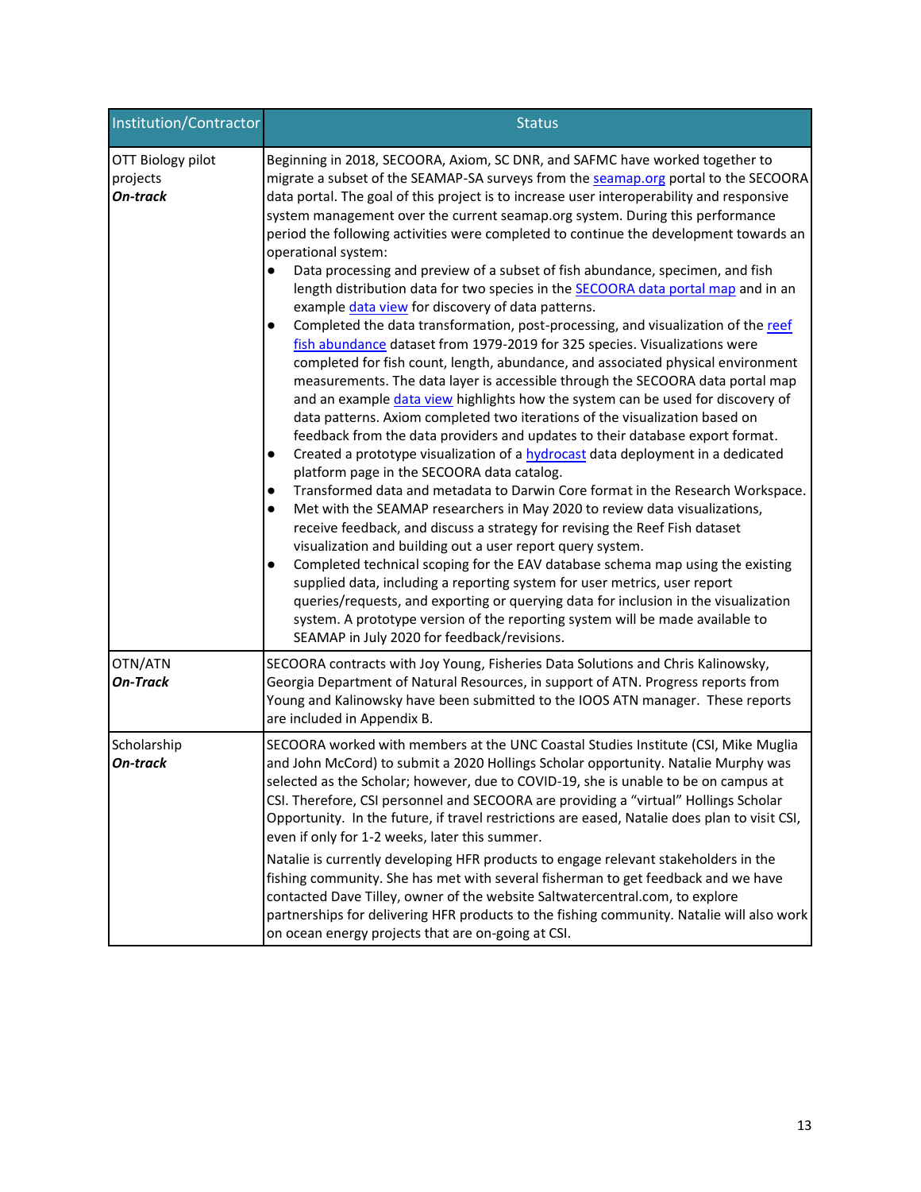| Institution/Contractor | Status |
| --- | --- |
| OTT Biology pilot projects<br>***On-track*** | Beginning in 2018, SECOORA, Axiom, SC DNR, and SAFMC have worked together to migrate a subset of the SEAMAP-SA surveys from the seamap.org portal to the SECOORA data portal. The goal of this project is to increase user interoperability and responsive system management over the current seamap.org system. During this performance period the following activities were completed to continue the development towards an operational system:<br>● Data processing and preview of a subset of fish abundance, specimen, and fish length distribution data for two species in the SECOORA data portal map and in an example data view for discovery of data patterns.<br>● Completed the data transformation, post-processing, and visualization of the reef fish abundance dataset from 1979-2019 for 325 species. Visualizations were completed for fish count, length, abundance, and associated physical environment measurements. The data layer is accessible through the SECOORA data portal map and an example data view highlights how the system can be used for discovery of data patterns. Axiom completed two iterations of the visualization based on feedback from the data providers and updates to their database export format.<br>● Created a prototype visualization of a hydrocast data deployment in a dedicated platform page in the SECOORA data catalog.<br>● Transformed data and metadata to Darwin Core format in the Research Workspace.<br>● Met with the SEAMAP researchers in May 2020 to review data visualizations, receive feedback, and discuss a strategy for revising the Reef Fish dataset visualization and building out a user report query system.<br>● Completed technical scoping for the EAV database schema map using the existing supplied data, including a reporting system for user metrics, user report queries/requests, and exporting or querying data for inclusion in the visualization system. A prototype version of the reporting system will be made available to SEAMAP in July 2020 for feedback/revisions. |
| OTN/ATN<br>***On-Track*** | SECOORA contracts with Joy Young, Fisheries Data Solutions and Chris Kalinowsky, Georgia Department of Natural Resources, in support of ATN. Progress reports from Young and Kalinowsky have been submitted to the IOOS ATN manager. These reports are included in Appendix B. |
| Scholarship<br>***On-track*** | SECOORA worked with members at the UNC Coastal Studies Institute (CSI, Mike Muglia and John McCord) to submit a 2020 Hollings Scholar opportunity. Natalie Murphy was selected as the Scholar; however, due to COVID-19, she is unable to be on campus at CSI. Therefore, CSI personnel and SECOORA are providing a "virtual" Hollings Scholar Opportunity. In the future, if travel restrictions are eased, Natalie does plan to visit CSI, even if only for 1-2 weeks, later this summer.<br><br>Natalie is currently developing HFR products to engage relevant stakeholders in the fishing community. She has met with several fisherman to get feedback and we have contacted Dave Tilley, owner of the website Saltwatercentral.com, to explore partnerships for delivering HFR products to the fishing community. Natalie will also work on ocean energy projects that are on-going at CSI. |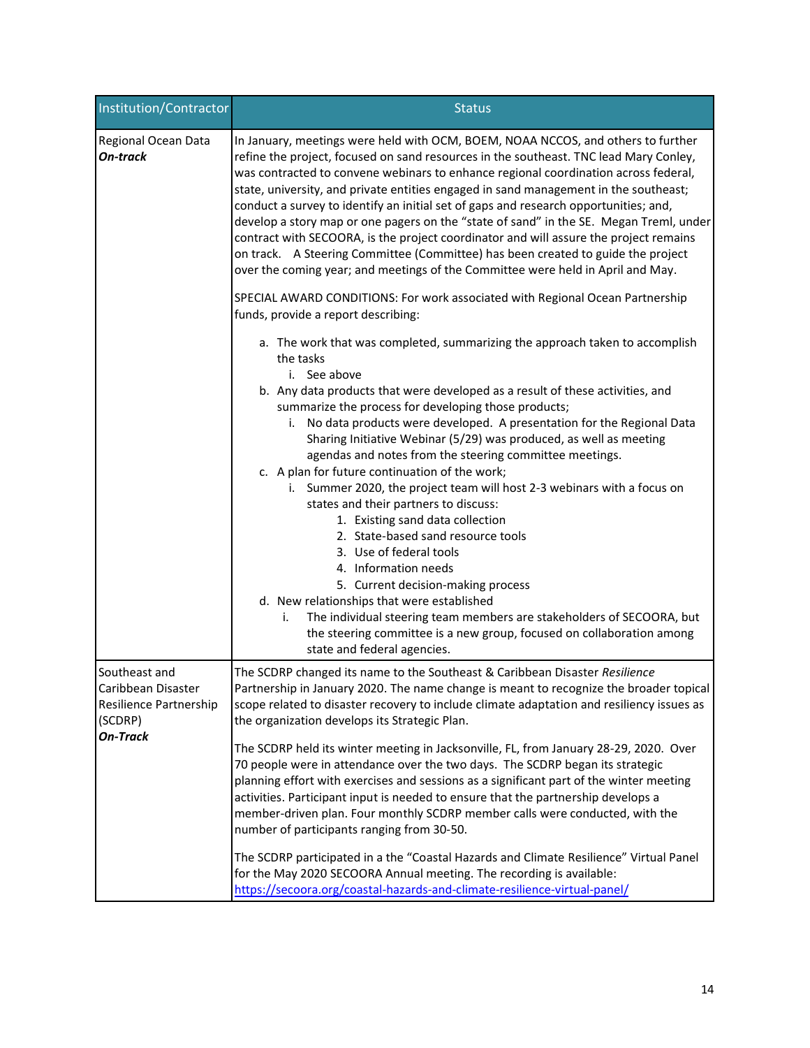| Institution/Contractor | Status |
|---|---|
| Regional Ocean Data ***On-track*** | In January, meetings were held with OCM, BOEM, NOAA NCCOS, and others to further refine the project, focused on sand resources in the southeast. TNC lead Mary Conley, was contracted to convene webinars to enhance regional coordination across federal, state, university, and private entities engaged in sand management in the southeast; conduct a survey to identify an initial set of gaps and research opportunities; and, develop a story map or one pagers on the "state of sand" in the SE. Megan Treml, under contract with SECOORA, is the project coordinator and will assure the project remains on track. A Steering Committee (Committee) has been created to guide the project over the coming year; and meetings of the Committee were held in April and May.<br><br>SPECIAL AWARD CONDITIONS: For work associated with Regional Ocean Partnership funds, provide a report describing:<br><br>a. The work that was completed, summarizing the approach taken to accomplish the tasks<br>&nbsp;&nbsp;&nbsp;&nbsp;i. See above<br>b. Any data products that were developed as a result of these activities, and summarize the process for developing those products;<br>&nbsp;&nbsp;&nbsp;&nbsp;i. No data products were developed. A presentation for the Regional Data Sharing Initiative Webinar (5/29) was produced, as well as meeting agendas and notes from the steering committee meetings.<br>c. A plan for future continuation of the work;<br>&nbsp;&nbsp;&nbsp;&nbsp;i. Summer 2020, the project team will host 2-3 webinars with a focus on states and their partners to discuss:<br>&nbsp;&nbsp;&nbsp;&nbsp;&nbsp;&nbsp;&nbsp;&nbsp;1. Existing sand data collection<br>&nbsp;&nbsp;&nbsp;&nbsp;&nbsp;&nbsp;&nbsp;&nbsp;2. State-based sand resource tools<br>&nbsp;&nbsp;&nbsp;&nbsp;&nbsp;&nbsp;&nbsp;&nbsp;3. Use of federal tools<br>&nbsp;&nbsp;&nbsp;&nbsp;&nbsp;&nbsp;&nbsp;&nbsp;4. Information needs<br>&nbsp;&nbsp;&nbsp;&nbsp;&nbsp;&nbsp;&nbsp;&nbsp;5. Current decision-making process<br>d. New relationships that were established<br>&nbsp;&nbsp;&nbsp;&nbsp;i. The individual steering team members are stakeholders of SECOORA, but the steering committee is a new group, focused on collaboration among state and federal agencies. |
| Southeast and Caribbean Disaster Resilience Partnership (SCDRP) ***On-Track*** | The SCDRP changed its name to the Southeast & Caribbean Disaster *Resilience* Partnership in January 2020. The name change is meant to recognize the broader topical scope related to disaster recovery to include climate adaptation and resiliency issues as the organization develops its Strategic Plan.<br><br>The SCDRP held its winter meeting in Jacksonville, FL, from January 28-29, 2020. Over 70 people were in attendance over the two days. The SCDRP began its strategic planning effort with exercises and sessions as a significant part of the winter meeting activities. Participant input is needed to ensure that the partnership develops a member-driven plan. Four monthly SCDRP member calls were conducted, with the number of participants ranging from 30-50.<br><br>The SCDRP participated in a the "Coastal Hazards and Climate Resilience" Virtual Panel for the May 2020 SECOORA Annual meeting. The recording is available: [https://secoora.org/coastal-hazards-and-climate-resilience-virtual-panel/](https://secoora.org/coastal-hazards-and-climate-resilience-virtual-panel/) |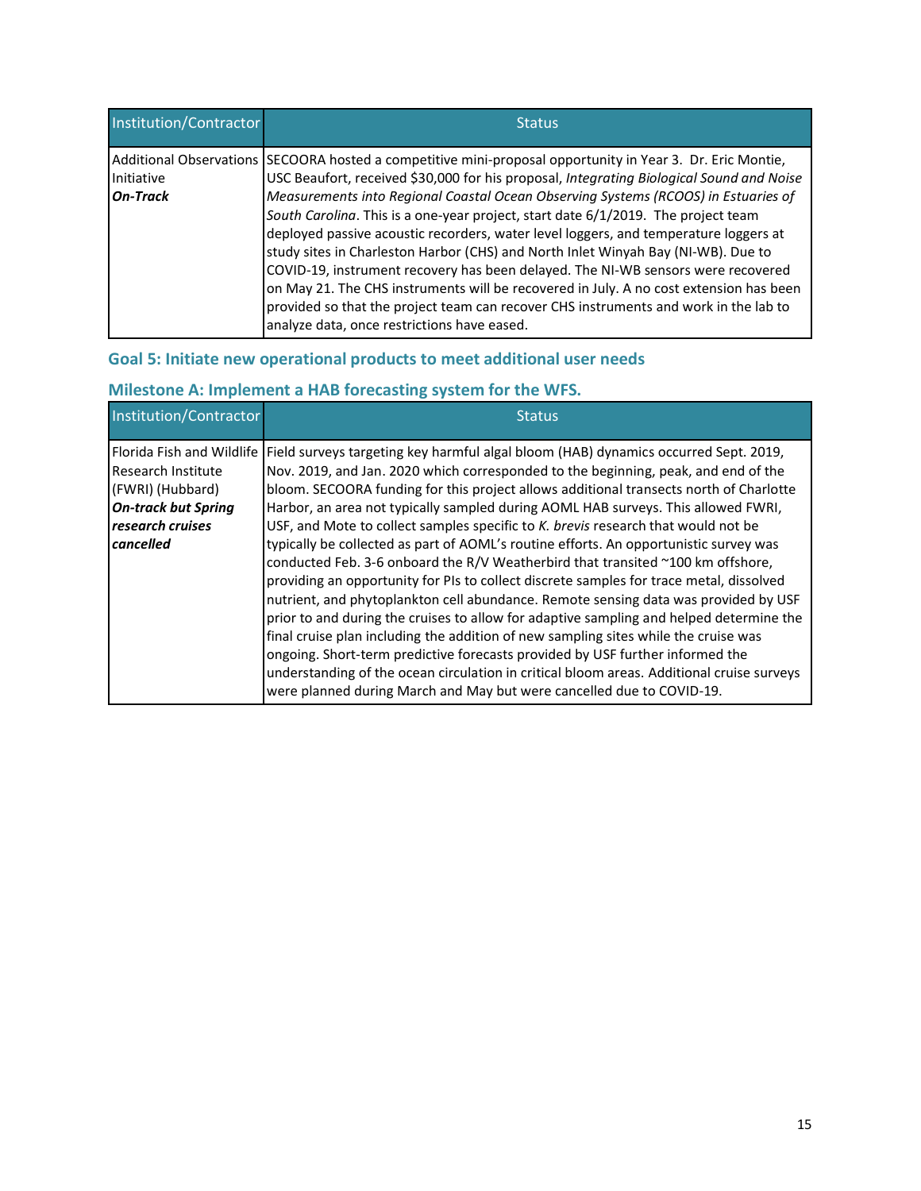| Institution/Contractor | Status |
|---|---|
| Additional Observations Initiative<br>***On-Track*** | SECOORA hosted a competitive mini-proposal opportunity in Year 3. Dr. Eric Montie, USC Beaufort, received $30,000 for his proposal, *Integrating Biological Sound and Noise Measurements into Regional Coastal Ocean Observing Systems (RCOOS) in Estuaries of South Carolina*. This is a one-year project, start date 6/1/2019. The project team deployed passive acoustic recorders, water level loggers, and temperature loggers at study sites in Charleston Harbor (CHS) and North Inlet Winyah Bay (NI-WB). Due to COVID-19, instrument recovery has been delayed. The NI-WB sensors were recovered on May 21. The CHS instruments will be recovered in July. A no cost extension has been provided so that the project team can recover CHS instruments and work in the lab to analyze data, once restrictions have eased. |

## Goal 5: Initiate new operational products to meet additional user needs

### Milestone A: Implement a HAB forecasting system for the WFS.

| Institution/Contractor | Status |
|---|---|
| Florida Fish and Wildlife Research Institute (FWRI) (Hubbard)<br>***On-track but Spring research cruises cancelled*** | Field surveys targeting key harmful algal bloom (HAB) dynamics occurred Sept. 2019, Nov. 2019, and Jan. 2020 which corresponded to the beginning, peak, and end of the bloom. SECOORA funding for this project allows additional transects north of Charlotte Harbor, an area not typically sampled during AOML HAB surveys. This allowed FWRI, USF, and Mote to collect samples specific to *K. brevis* research that would not be typically be collected as part of AOML's routine efforts. An opportunistic survey was conducted Feb. 3-6 onboard the R/V Weatherbird that transited ~100 km offshore, providing an opportunity for PIs to collect discrete samples for trace metal, dissolved nutrient, and phytoplankton cell abundance. Remote sensing data was provided by USF prior to and during the cruises to allow for adaptive sampling and helped determine the final cruise plan including the addition of new sampling sites while the cruise was ongoing. Short-term predictive forecasts provided by USF further informed the understanding of the ocean circulation in critical bloom areas. Additional cruise surveys were planned during March and May but were cancelled due to COVID-19. |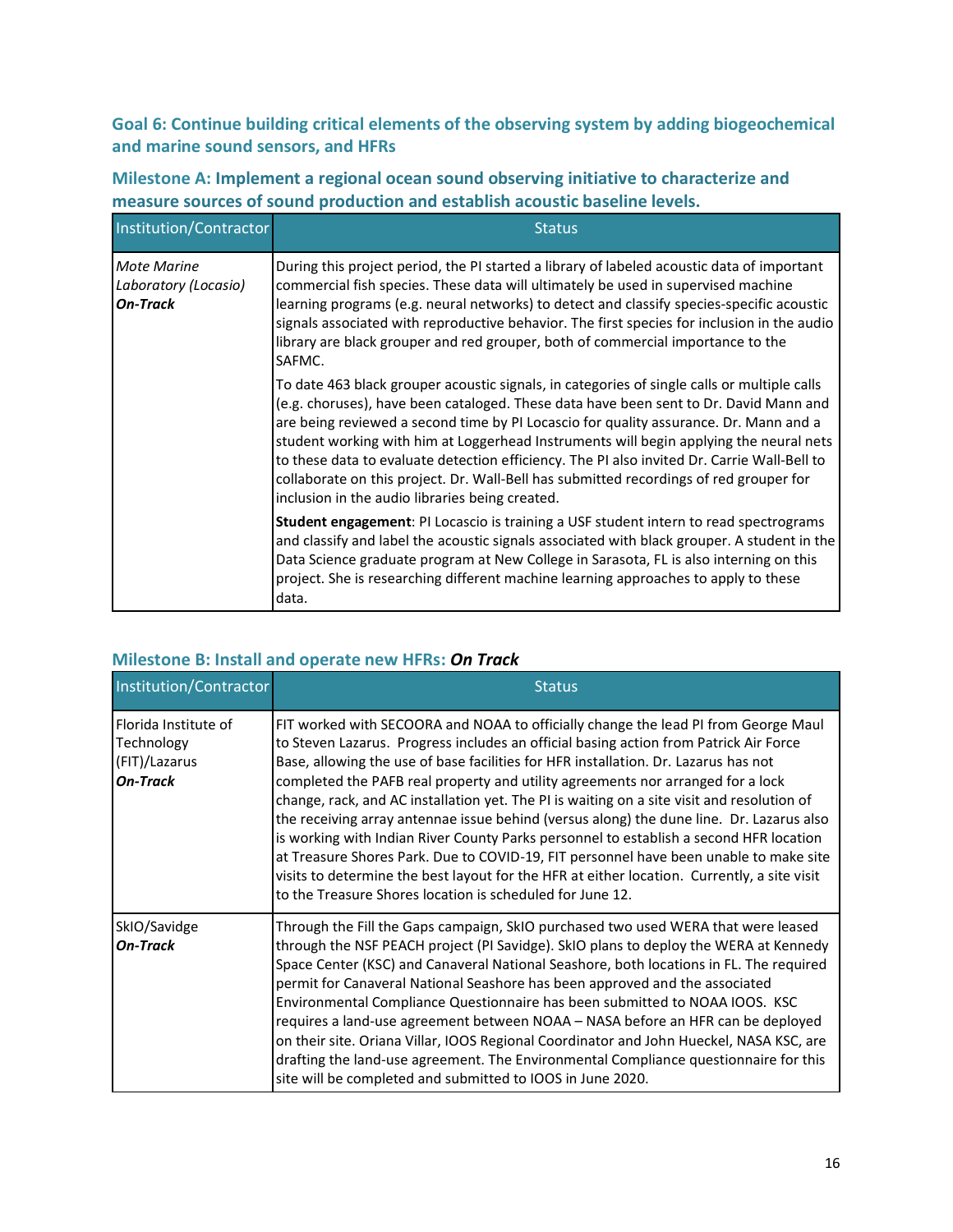### Goal 6: Continue building critical elements of the observing system by adding biogeochemical and marine sound sensors, and HFRs

### Milestone A: Implement a regional ocean sound observing initiative to characterize and measure sources of sound production and establish acoustic baseline levels.

| Institution/Contractor | Status |
|---|---|
| *Mote Marine Laboratory (Locasio)* ***On-Track*** | During this project period, the PI started a library of labeled acoustic data of important commercial fish species. These data will ultimately be used in supervised machine learning programs (e.g. neural networks) to detect and classify species-specific acoustic signals associated with reproductive behavior. The first species for inclusion in the audio library are black grouper and red grouper, both of commercial importance to the SAFMC.<br><br>To date 463 black grouper acoustic signals, in categories of single calls or multiple calls (e.g. choruses), have been cataloged. These data have been sent to Dr. David Mann and are being reviewed a second time by PI Locascio for quality assurance. Dr. Mann and a student working with him at Loggerhead Instruments will begin applying the neural nets to these data to evaluate detection efficiency. The PI also invited Dr. Carrie Wall-Bell to collaborate on this project. Dr. Wall-Bell has submitted recordings of red grouper for inclusion in the audio libraries being created.<br><br>**Student engagement**: PI Locascio is training a USF student intern to read spectrograms and classify and label the acoustic signals associated with black grouper. A student in the Data Science graduate program at New College in Sarasota, FL is also interning on this project. She is researching different machine learning approaches to apply to these data. |

### Milestone B: Install and operate new HFRs: *On Track*

| Institution/Contractor | Status |
|---|---|
| Florida Institute of Technology (FIT)/Lazarus ***On-Track*** | FIT worked with SECOORA and NOAA to officially change the lead PI from George Maul to Steven Lazarus. Progress includes an official basing action from Patrick Air Force Base, allowing the use of base facilities for HFR installation. Dr. Lazarus has not completed the PAFB real property and utility agreements nor arranged for a lock change, rack, and AC installation yet. The PI is waiting on a site visit and resolution of the receiving array antennae issue behind (versus along) the dune line. Dr. Lazarus also is working with Indian River County Parks personnel to establish a second HFR location at Treasure Shores Park. Due to COVID-19, FIT personnel have been unable to make site visits to determine the best layout for the HFR at either location. Currently, a site visit to the Treasure Shores location is scheduled for June 12. |
| SkIO/Savidge ***On-Track*** | Through the Fill the Gaps campaign, SkIO purchased two used WERA that were leased through the NSF PEACH project (PI Savidge). SkIO plans to deploy the WERA at Kennedy Space Center (KSC) and Canaveral National Seashore, both locations in FL. The required permit for Canaveral National Seashore has been approved and the associated Environmental Compliance Questionnaire has been submitted to NOAA IOOS. KSC requires a land-use agreement between NOAA – NASA before an HFR can be deployed on their site. Oriana Villar, IOOS Regional Coordinator and John Hueckel, NASA KSC, are drafting the land-use agreement. The Environmental Compliance questionnaire for this site will be completed and submitted to IOOS in June 2020. |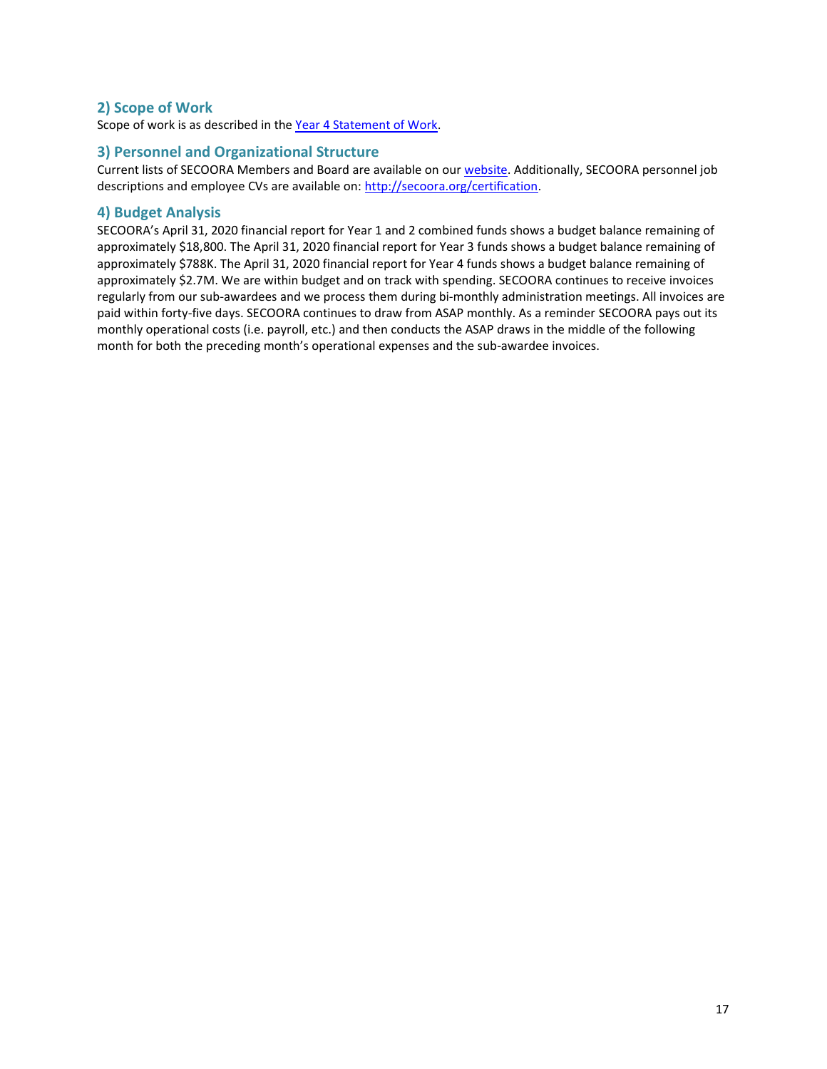## 2) Scope of Work

Scope of work is as described in the [Year 4 Statement of Work](Year 4 Statement of Work).

## 3) Personnel and Organizational Structure

Current lists of SECOORA Members and Board are available on our [website](website). Additionally, SECOORA personnel job descriptions and employee CVs are available on: [http://secoora.org/certification](http://secoora.org/certification).

## 4) Budget Analysis

SECOORA's April 31, 2020 financial report for Year 1 and 2 combined funds shows a budget balance remaining of approximately $18,800. The April 31, 2020 financial report for Year 3 funds shows a budget balance remaining of approximately $788K. The April 31, 2020 financial report for Year 4 funds shows a budget balance remaining of approximately $2.7M. We are within budget and on track with spending. SECOORA continues to receive invoices regularly from our sub-awardees and we process them during bi-monthly administration meetings. All invoices are paid within forty-five days. SECOORA continues to draw from ASAP monthly. As a reminder SECOORA pays out its monthly operational costs (i.e. payroll, etc.) and then conducts the ASAP draws in the middle of the following month for both the preceding month's operational expenses and the sub-awardee invoices.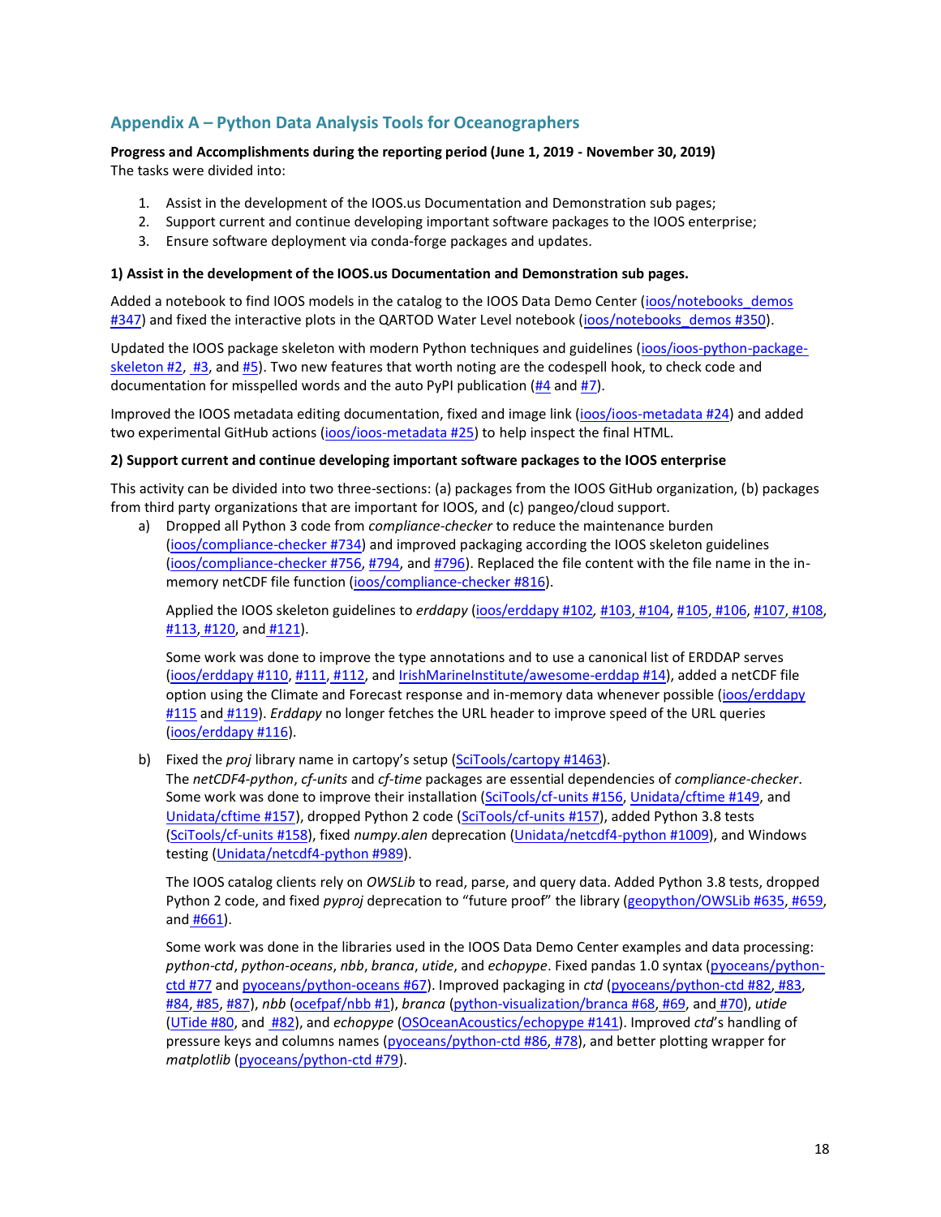## Appendix A – Python Data Analysis Tools for Oceanographers

**Progress and Accomplishments during the reporting period (June 1, 2019 - November 30, 2019)**
The tasks were divided into:

1. Assist in the development of the IOOS.us Documentation and Demonstration sub pages;
2. Support current and continue developing important software packages to the IOOS enterprise;
3. Ensure software deployment via conda-forge packages and updates.

**1) Assist in the development of the IOOS.us Documentation and Demonstration sub pages.**

Added a notebook to find IOOS models in the catalog to the IOOS Data Demo Center (ioos/notebooks_demos #347) and fixed the interactive plots in the QARTOD Water Level notebook (ioos/notebooks_demos #350).

Updated the IOOS package skeleton with modern Python techniques and guidelines (ioos/ioos-python-package-skeleton #2, #3, and #5). Two new features that worth noting are the codespell hook, to check code and documentation for misspelled words and the auto PyPI publication (#4 and #7).

Improved the IOOS metadata editing documentation, fixed and image link (ioos/ioos-metadata #24) and added two experimental GitHub actions (ioos/ioos-metadata #25) to help inspect the final HTML.

**2) Support current and continue developing important software packages to the IOOS enterprise**

This activity can be divided into two three-sections: (a) packages from the IOOS GitHub organization, (b) packages from third party organizations that are important for IOOS, and (c) pangeo/cloud support.

a) Dropped all Python 3 code from *compliance-checker* to reduce the maintenance burden (ioos/compliance-checker #734) and improved packaging according the IOOS skeleton guidelines (ioos/compliance-checker #756, #794, and #796). Replaced the file content with the file name in the in-memory netCDF file function (ioos/compliance-checker #816).

   Applied the IOOS skeleton guidelines to *erddapy* (ioos/erddapy #102, #103, #104, #105, #106, #107, #108, #113, #120, and #121).

   Some work was done to improve the type annotations and to use a canonical list of ERDDAP serves (ioos/erddapy #110, #111, #112, and IrishMarineInstitute/awesome-erddap #14), added a netCDF file option using the Climate and Forecast response and in-memory data whenever possible (ioos/erddapy #115 and #119). *Erddapy* no longer fetches the URL header to improve speed of the URL queries (ioos/erddapy #116).

b) Fixed the *proj* library name in cartopy's setup (SciTools/cartopy #1463).
   The *netCDF4-python*, *cf-units* and *cf-time* packages are essential dependencies of *compliance-checker*. Some work was done to improve their installation (SciTools/cf-units #156, Unidata/cftime #149, and Unidata/cftime #157), dropped Python 2 code (SciTools/cf-units #157), added Python 3.8 tests (SciTools/cf-units #158), fixed *numpy.alen* deprecation (Unidata/netcdf4-python #1009), and Windows testing (Unidata/netcdf4-python #989).

   The IOOS catalog clients rely on *OWSLib* to read, parse, and query data. Added Python 3.8 tests, dropped Python 2 code, and fixed *pyproj* deprecation to "future proof" the library (geopython/OWSLib #635, #659, and #661).

   Some work was done in the libraries used in the IOOS Data Demo Center examples and data processing: *python-ctd*, *python-oceans*, *nbb*, *branca*, *utide*, and *echopype*. Fixed pandas 1.0 syntax (pyoceans/python-ctd #77 and pyoceans/python-oceans #67). Improved packaging in *ctd* (pyoceans/python-ctd #82, #83, #84, #85, #87), *nbb* (ocefpaf/nbb #1), *branca* (python-visualization/branca #68, #69, and #70), *utide* (UTide #80, and #82), and *echopype* (OSOceanAcoustics/echopype #141). Improved *ctd*'s handling of pressure keys and columns names (pyoceans/python-ctd #86, #78), and better plotting wrapper for *matplotlib* (pyoceans/python-ctd #79).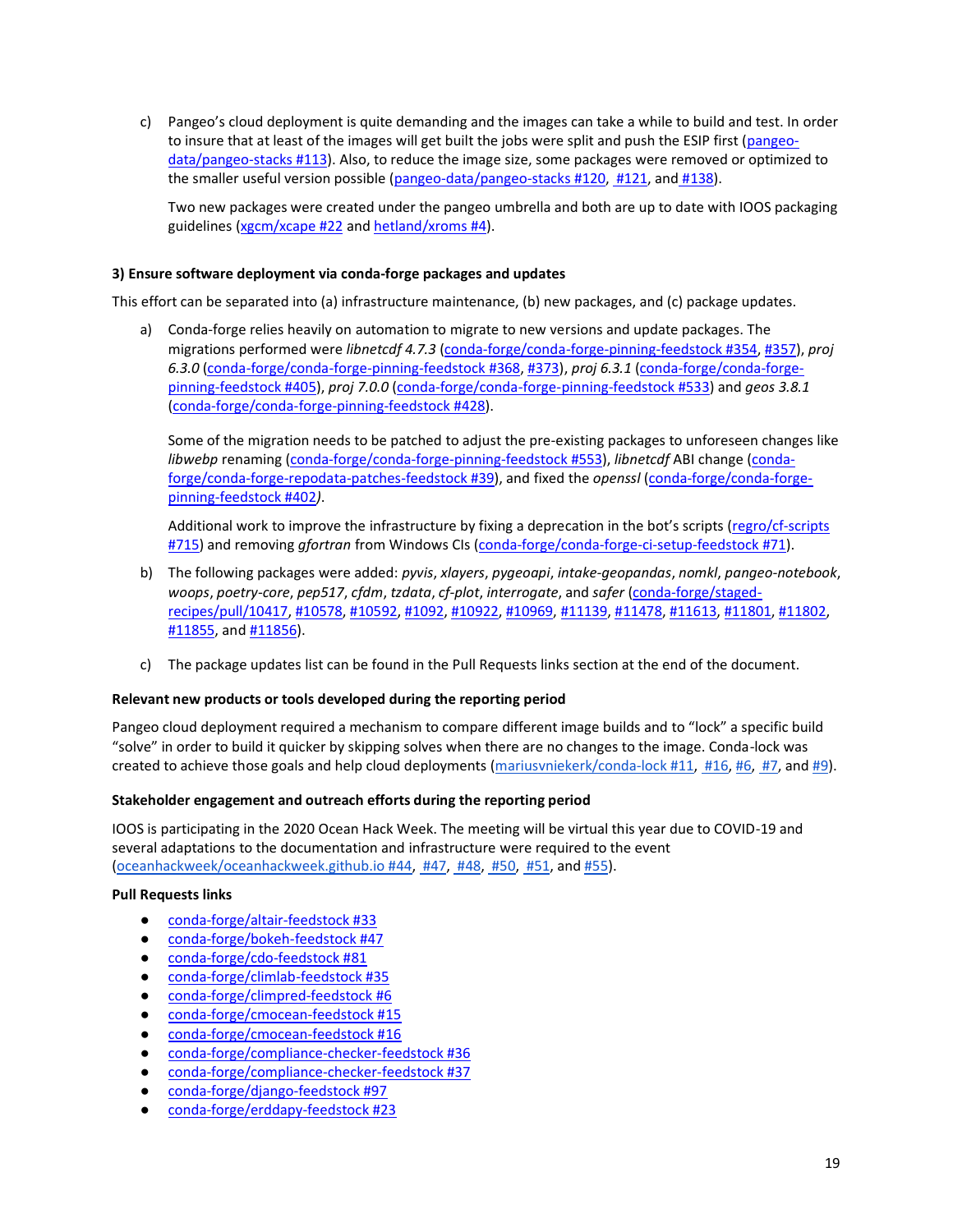c) Pangeo's cloud deployment is quite demanding and the images can take a while to build and test. In order to insure that at least of the images will get built the jobs were split and push the ESIP first (pangeo-data/pangeo-stacks #113). Also, to reduce the image size, some packages were removed or optimized to the smaller useful version possible (pangeo-data/pangeo-stacks #120, #121, and #138).

   Two new packages were created under the pangeo umbrella and both are up to date with IOOS packaging guidelines (xgcm/xcape #22 and hetland/xroms #4).

**3) Ensure software deployment via conda-forge packages and updates**

This effort can be separated into (a) infrastructure maintenance, (b) new packages, and (c) package updates.

a) Conda-forge relies heavily on automation to migrate to new versions and update packages. The migrations performed were *libnetcdf 4.7.3* (conda-forge/conda-forge-pinning-feedstock #354, #357), *proj 6.3.0* (conda-forge/conda-forge-pinning-feedstock #368, #373), *proj 6.3.1* (conda-forge/conda-forge-pinning-feedstock #405), *proj 7.0.0* (conda-forge/conda-forge-pinning-feedstock #533) and *geos 3.8.1* (conda-forge/conda-forge-pinning-feedstock #428).

   Some of the migration needs to be patched to adjust the pre-existing packages to unforeseen changes like *libwebp* renaming (conda-forge/conda-forge-pinning-feedstock #553), *libnetcdf* ABI change (conda-forge/conda-forge-repodata-patches-feedstock #39), and fixed the *openssl* (conda-forge/conda-forge-pinning-feedstock #402).

   Additional work to improve the infrastructure by fixing a deprecation in the bot's scripts (regro/cf-scripts #715) and removing *gfortran* from Windows CIs (conda-forge/conda-forge-ci-setup-feedstock #71).

b) The following packages were added: *pyvis*, *xlayers*, *pygeoapi*, *intake-geopandas*, *nomkl*, *pangeo-notebook*, *woops*, *poetry-core*, *pep517*, *cfdm*, *tzdata*, *cf-plot*, *interrogate*, and *safer* (conda-forge/staged-recipes/pull/10417, #10578, #10592, #1092, #10922, #10969, #11139, #11478, #11613, #11801, #11802, #11855, and #11856).

c) The package updates list can be found in the Pull Requests links section at the end of the document.

**Relevant new products or tools developed during the reporting period**

Pangeo cloud deployment required a mechanism to compare different image builds and to "lock" a specific build "solve" in order to build it quicker by skipping solves when there are no changes to the image. Conda-lock was created to achieve those goals and help cloud deployments (mariusvniekerk/conda-lock #11, #16, #6, #7, and #9).

**Stakeholder engagement and outreach efforts during the reporting period**

IOOS is participating in the 2020 Ocean Hack Week. The meeting will be virtual this year due to COVID-19 and several adaptations to the documentation and infrastructure were required to the event (oceanhackweek/oceanhackweek.github.io #44, #47, #48, #50, #51, and #55).

**Pull Requests links**

- conda-forge/altair-feedstock #33
- conda-forge/bokeh-feedstock #47
- conda-forge/cdo-feedstock #81
- conda-forge/climlab-feedstock #35
- conda-forge/climpred-feedstock #6
- conda-forge/cmocean-feedstock #15
- conda-forge/cmocean-feedstock #16
- conda-forge/compliance-checker-feedstock #36
- conda-forge/compliance-checker-feedstock #37
- conda-forge/django-feedstock #97
- conda-forge/erddapy-feedstock #23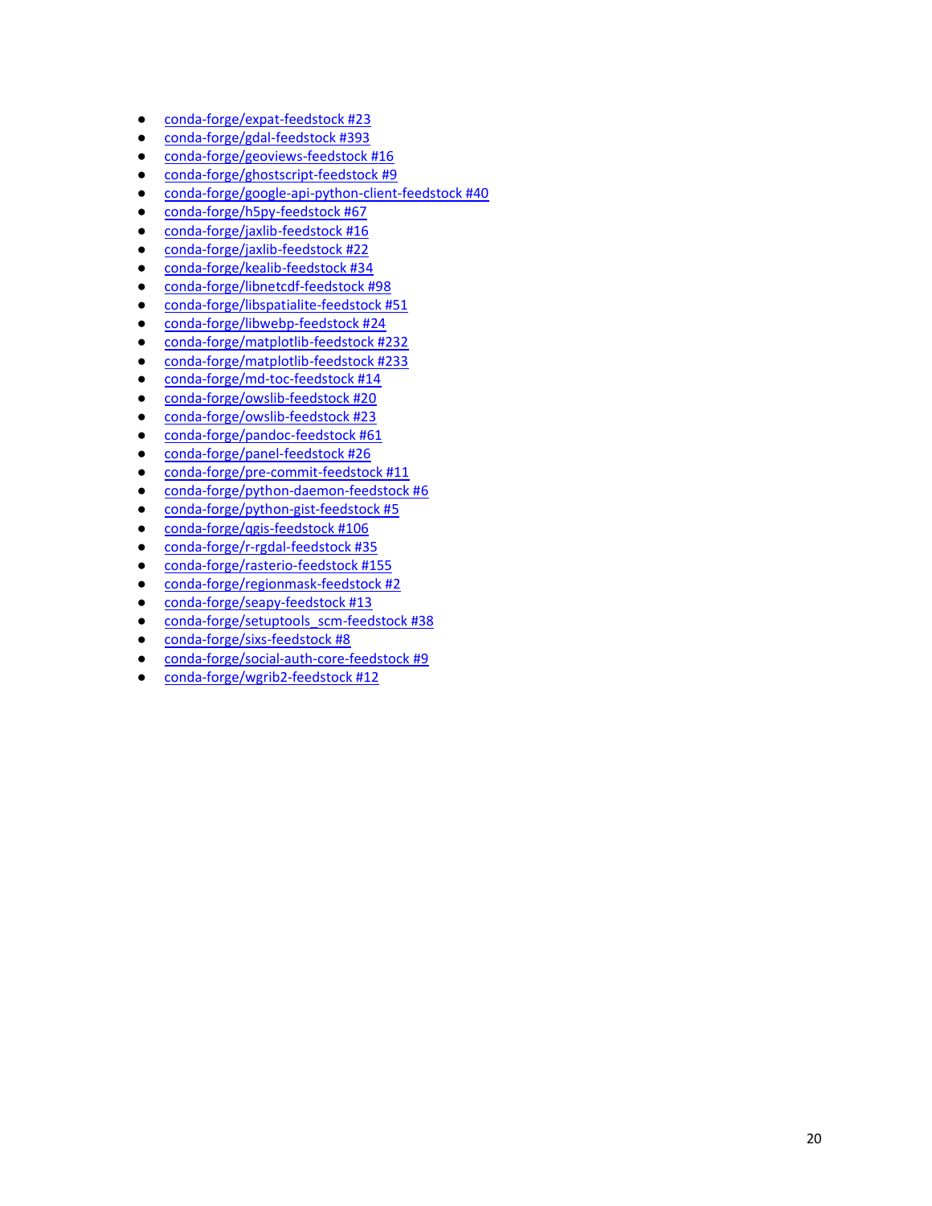- conda-forge/expat-feedstock #23
- conda-forge/gdal-feedstock #393
- conda-forge/geoviews-feedstock #16
- conda-forge/ghostscript-feedstock #9
- conda-forge/google-api-python-client-feedstock #40
- conda-forge/h5py-feedstock #67
- conda-forge/jaxlib-feedstock #16
- conda-forge/jaxlib-feedstock #22
- conda-forge/kealib-feedstock #34
- conda-forge/libnetcdf-feedstock #98
- conda-forge/libspatialite-feedstock #51
- conda-forge/libwebp-feedstock #24
- conda-forge/matplotlib-feedstock #232
- conda-forge/matplotlib-feedstock #233
- conda-forge/md-toc-feedstock #14
- conda-forge/owslib-feedstock #20
- conda-forge/owslib-feedstock #23
- conda-forge/pandoc-feedstock #61
- conda-forge/panel-feedstock #26
- conda-forge/pre-commit-feedstock #11
- conda-forge/python-daemon-feedstock #6
- conda-forge/python-gist-feedstock #5
- conda-forge/qgis-feedstock #106
- conda-forge/r-rgdal-feedstock #35
- conda-forge/rasterio-feedstock #155
- conda-forge/regionmask-feedstock #2
- conda-forge/seapy-feedstock #13
- conda-forge/setuptools_scm-feedstock #38
- conda-forge/sixs-feedstock #8
- conda-forge/social-auth-core-feedstock #9
- conda-forge/wgrib2-feedstock #12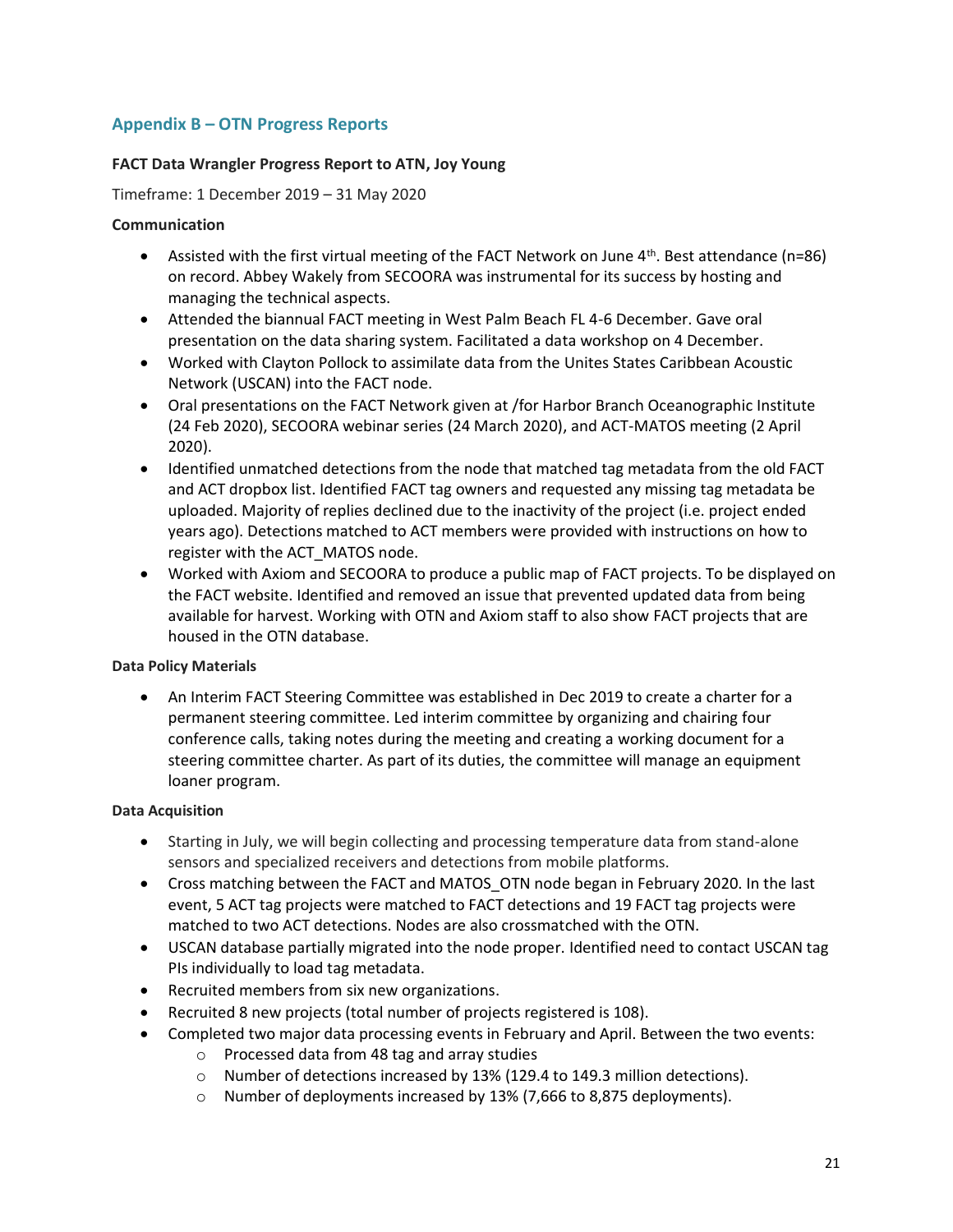## Appendix B – OTN Progress Reports

**FACT Data Wrangler Progress Report to ATN, Joy Young**

Timeframe: 1 December 2019 – 31 May 2020

**Communication**

- Assisted with the first virtual meeting of the FACT Network on June 4th. Best attendance (n=86) on record. Abbey Wakely from SECOORA was instrumental for its success by hosting and managing the technical aspects.
- Attended the biannual FACT meeting in West Palm Beach FL 4-6 December. Gave oral presentation on the data sharing system. Facilitated a data workshop on 4 December.
- Worked with Clayton Pollock to assimilate data from the Unites States Caribbean Acoustic Network (USCAN) into the FACT node.
- Oral presentations on the FACT Network given at /for Harbor Branch Oceanographic Institute (24 Feb 2020), SECOORA webinar series (24 March 2020), and ACT-MATOS meeting (2 April 2020).
- Identified unmatched detections from the node that matched tag metadata from the old FACT and ACT dropbox list. Identified FACT tag owners and requested any missing tag metadata be uploaded. Majority of replies declined due to the inactivity of the project (i.e. project ended years ago). Detections matched to ACT members were provided with instructions on how to register with the ACT_MATOS node.
- Worked with Axiom and SECOORA to produce a public map of FACT projects. To be displayed on the FACT website. Identified and removed an issue that prevented updated data from being available for harvest. Working with OTN and Axiom staff to also show FACT projects that are housed in the OTN database.

**Data Policy Materials**

- An Interim FACT Steering Committee was established in Dec 2019 to create a charter for a permanent steering committee. Led interim committee by organizing and chairing four conference calls, taking notes during the meeting and creating a working document for a steering committee charter. As part of its duties, the committee will manage an equipment loaner program.

**Data Acquisition**

- Starting in July, we will begin collecting and processing temperature data from stand-alone sensors and specialized receivers and detections from mobile platforms.
- Cross matching between the FACT and MATOS_OTN node began in February 2020. In the last event, 5 ACT tag projects were matched to FACT detections and 19 FACT tag projects were matched to two ACT detections. Nodes are also crossmatched with the OTN.
- USCAN database partially migrated into the node proper. Identified need to contact USCAN tag PIs individually to load tag metadata.
- Recruited members from six new organizations.
- Recruited 8 new projects (total number of projects registered is 108).
- Completed two major data processing events in February and April. Between the two events:
  - Processed data from 48 tag and array studies
  - Number of detections increased by 13% (129.4 to 149.3 million detections).
  - Number of deployments increased by 13% (7,666 to 8,875 deployments).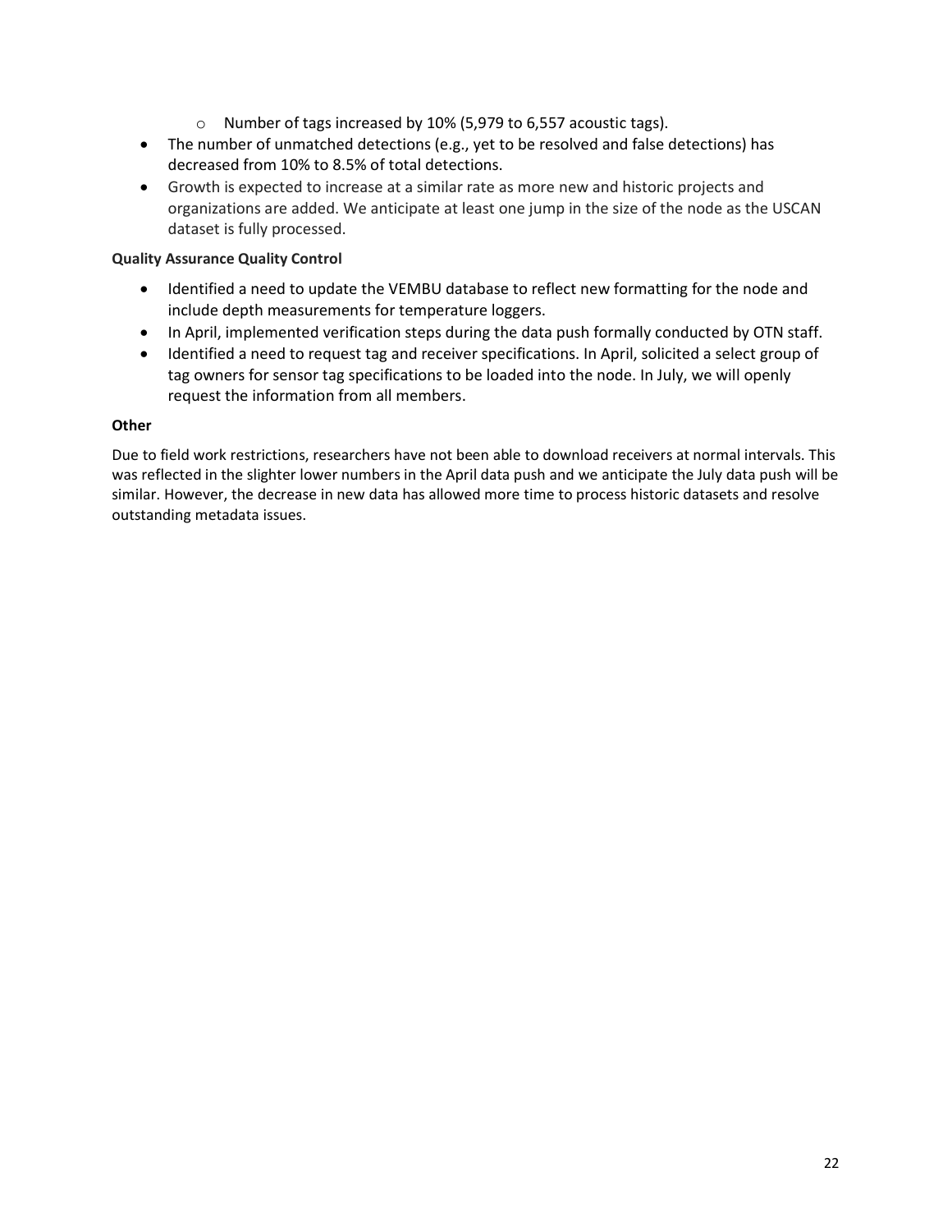- Number of tags increased by 10% (5,979 to 6,557 acoustic tags).
- The number of unmatched detections (e.g., yet to be resolved and false detections) has decreased from 10% to 8.5% of total detections.
- Growth is expected to increase at a similar rate as more new and historic projects and organizations are added. We anticipate at least one jump in the size of the node as the USCAN dataset is fully processed.

**Quality Assurance Quality Control**

- Identified a need to update the VEMBU database to reflect new formatting for the node and include depth measurements for temperature loggers.
- In April, implemented verification steps during the data push formally conducted by OTN staff.
- Identified a need to request tag and receiver specifications. In April, solicited a select group of tag owners for sensor tag specifications to be loaded into the node. In July, we will openly request the information from all members.

**Other**

Due to field work restrictions, researchers have not been able to download receivers at normal intervals. This was reflected in the slighter lower numbers in the April data push and we anticipate the July data push will be similar. However, the decrease in new data has allowed more time to process historic datasets and resolve outstanding metadata issues.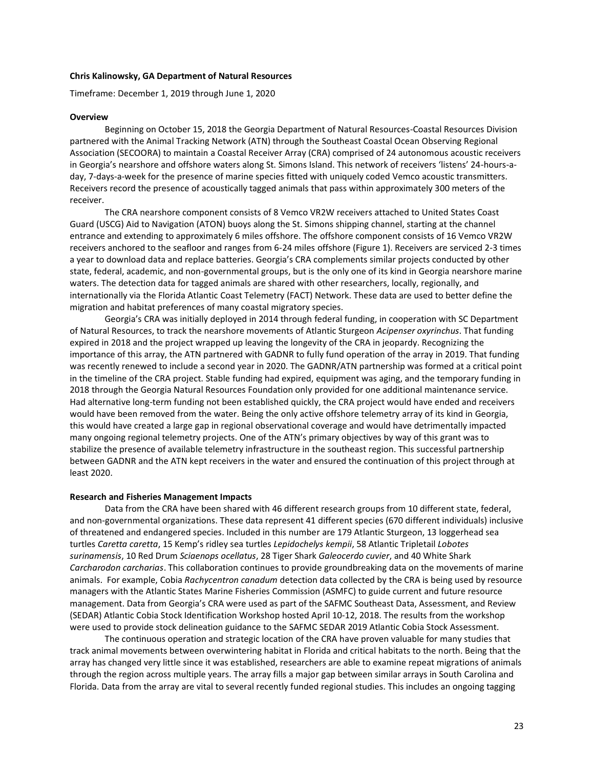**Chris Kalinowsky, GA Department of Natural Resources**

Timeframe: December 1, 2019 through June 1, 2020

**Overview**

Beginning on October 15, 2018 the Georgia Department of Natural Resources-Coastal Resources Division partnered with the Animal Tracking Network (ATN) through the Southeast Coastal Ocean Observing Regional Association (SECOORA) to maintain a Coastal Receiver Array (CRA) comprised of 24 autonomous acoustic receivers in Georgia's nearshore and offshore waters along St. Simons Island. This network of receivers 'listens' 24-hours-a-day, 7-days-a-week for the presence of marine species fitted with uniquely coded Vemco acoustic transmitters. Receivers record the presence of acoustically tagged animals that pass within approximately 300 meters of the receiver.

The CRA nearshore component consists of 8 Vemco VR2W receivers attached to United States Coast Guard (USCG) Aid to Navigation (ATON) buoys along the St. Simons shipping channel, starting at the channel entrance and extending to approximately 6 miles offshore. The offshore component consists of 16 Vemco VR2W receivers anchored to the seafloor and ranges from 6-24 miles offshore (Figure 1). Receivers are serviced 2-3 times a year to download data and replace batteries. Georgia's CRA complements similar projects conducted by other state, federal, academic, and non-governmental groups, but is the only one of its kind in Georgia nearshore marine waters. The detection data for tagged animals are shared with other researchers, locally, regionally, and internationally via the Florida Atlantic Coast Telemetry (FACT) Network. These data are used to better define the migration and habitat preferences of many coastal migratory species.

Georgia's CRA was initially deployed in 2014 through federal funding, in cooperation with SC Department of Natural Resources, to track the nearshore movements of Atlantic Sturgeon *Acipenser oxyrinchus*. That funding expired in 2018 and the project wrapped up leaving the longevity of the CRA in jeopardy. Recognizing the importance of this array, the ATN partnered with GADNR to fully fund operation of the array in 2019. That funding was recently renewed to include a second year in 2020. The GADNR/ATN partnership was formed at a critical point in the timeline of the CRA project. Stable funding had expired, equipment was aging, and the temporary funding in 2018 through the Georgia Natural Resources Foundation only provided for one additional maintenance service. Had alternative long-term funding not been established quickly, the CRA project would have ended and receivers would have been removed from the water. Being the only active offshore telemetry array of its kind in Georgia, this would have created a large gap in regional observational coverage and would have detrimentally impacted many ongoing regional telemetry projects. One of the ATN's primary objectives by way of this grant was to stabilize the presence of available telemetry infrastructure in the southeast region. This successful partnership between GADNR and the ATN kept receivers in the water and ensured the continuation of this project through at least 2020.

**Research and Fisheries Management Impacts**

Data from the CRA have been shared with 46 different research groups from 10 different state, federal, and non-governmental organizations. These data represent 41 different species (670 different individuals) inclusive of threatened and endangered species. Included in this number are 179 Atlantic Sturgeon, 13 loggerhead sea turtles *Caretta caretta*, 15 Kemp's ridley sea turtles *Lepidochelys kempii*, 58 Atlantic Tripletail *Lobotes surinamensis*, 10 Red Drum *Sciaenops ocellatus*, 28 Tiger Shark *Galeocerdo cuvier*, and 40 White Shark *Carcharodon carcharias*. This collaboration continues to provide groundbreaking data on the movements of marine animals. For example, Cobia *Rachycentron canadum* detection data collected by the CRA is being used by resource managers with the Atlantic States Marine Fisheries Commission (ASMFC) to guide current and future resource management. Data from Georgia's CRA were used as part of the SAFMC Southeast Data, Assessment, and Review (SEDAR) Atlantic Cobia Stock Identification Workshop hosted April 10-12, 2018. The results from the workshop were used to provide stock delineation guidance to the SAFMC SEDAR 2019 Atlantic Cobia Stock Assessment.

The continuous operation and strategic location of the CRA have proven valuable for many studies that track animal movements between overwintering habitat in Florida and critical habitats to the north. Being that the array has changed very little since it was established, researchers are able to examine repeat migrations of animals through the region across multiple years. The array fills a major gap between similar arrays in South Carolina and Florida. Data from the array are vital to several recently funded regional studies. This includes an ongoing tagging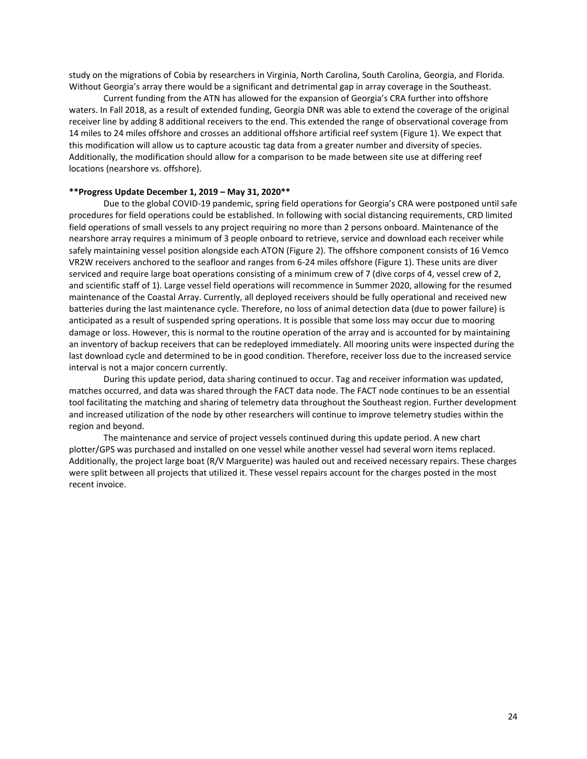study on the migrations of Cobia by researchers in Virginia, North Carolina, South Carolina, Georgia, and Florida. Without Georgia's array there would be a significant and detrimental gap in array coverage in the Southeast.

Current funding from the ATN has allowed for the expansion of Georgia's CRA further into offshore waters. In Fall 2018, as a result of extended funding, Georgia DNR was able to extend the coverage of the original receiver line by adding 8 additional receivers to the end. This extended the range of observational coverage from 14 miles to 24 miles offshore and crosses an additional offshore artificial reef system (Figure 1). We expect that this modification will allow us to capture acoustic tag data from a greater number and diversity of species. Additionally, the modification should allow for a comparison to be made between site use at differing reef locations (nearshore vs. offshore).

**Progress Update December 1, 2019 – May 31, 2020**

Due to the global COVID-19 pandemic, spring field operations for Georgia's CRA were postponed until safe procedures for field operations could be established. In following with social distancing requirements, CRD limited field operations of small vessels to any project requiring no more than 2 persons onboard. Maintenance of the nearshore array requires a minimum of 3 people onboard to retrieve, service and download each receiver while safely maintaining vessel position alongside each ATON (Figure 2). The offshore component consists of 16 Vemco VR2W receivers anchored to the seafloor and ranges from 6-24 miles offshore (Figure 1). These units are diver serviced and require large boat operations consisting of a minimum crew of 7 (dive corps of 4, vessel crew of 2, and scientific staff of 1). Large vessel field operations will recommence in Summer 2020, allowing for the resumed maintenance of the Coastal Array. Currently, all deployed receivers should be fully operational and received new batteries during the last maintenance cycle. Therefore, no loss of animal detection data (due to power failure) is anticipated as a result of suspended spring operations. It is possible that some loss may occur due to mooring damage or loss. However, this is normal to the routine operation of the array and is accounted for by maintaining an inventory of backup receivers that can be redeployed immediately. All mooring units were inspected during the last download cycle and determined to be in good condition. Therefore, receiver loss due to the increased service interval is not a major concern currently.

During this update period, data sharing continued to occur. Tag and receiver information was updated, matches occurred, and data was shared through the FACT data node. The FACT node continues to be an essential tool facilitating the matching and sharing of telemetry data throughout the Southeast region. Further development and increased utilization of the node by other researchers will continue to improve telemetry studies within the region and beyond.

The maintenance and service of project vessels continued during this update period. A new chart plotter/GPS was purchased and installed on one vessel while another vessel had several worn items replaced. Additionally, the project large boat (R/V Marguerite) was hauled out and received necessary repairs. These charges were split between all projects that utilized it. These vessel repairs account for the charges posted in the most recent invoice.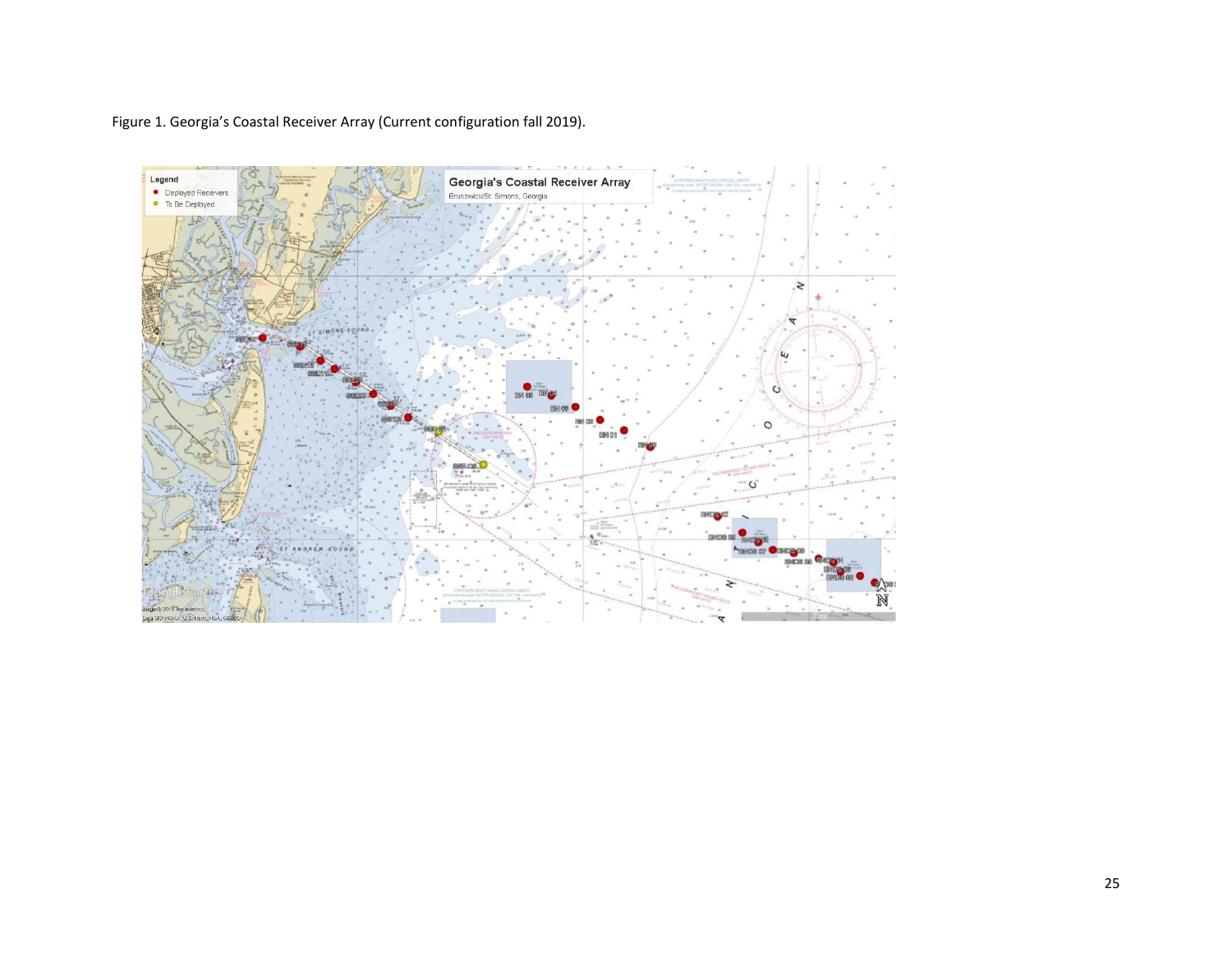Figure 1. Georgia's Coastal Receiver Array (Current configuration fall 2019).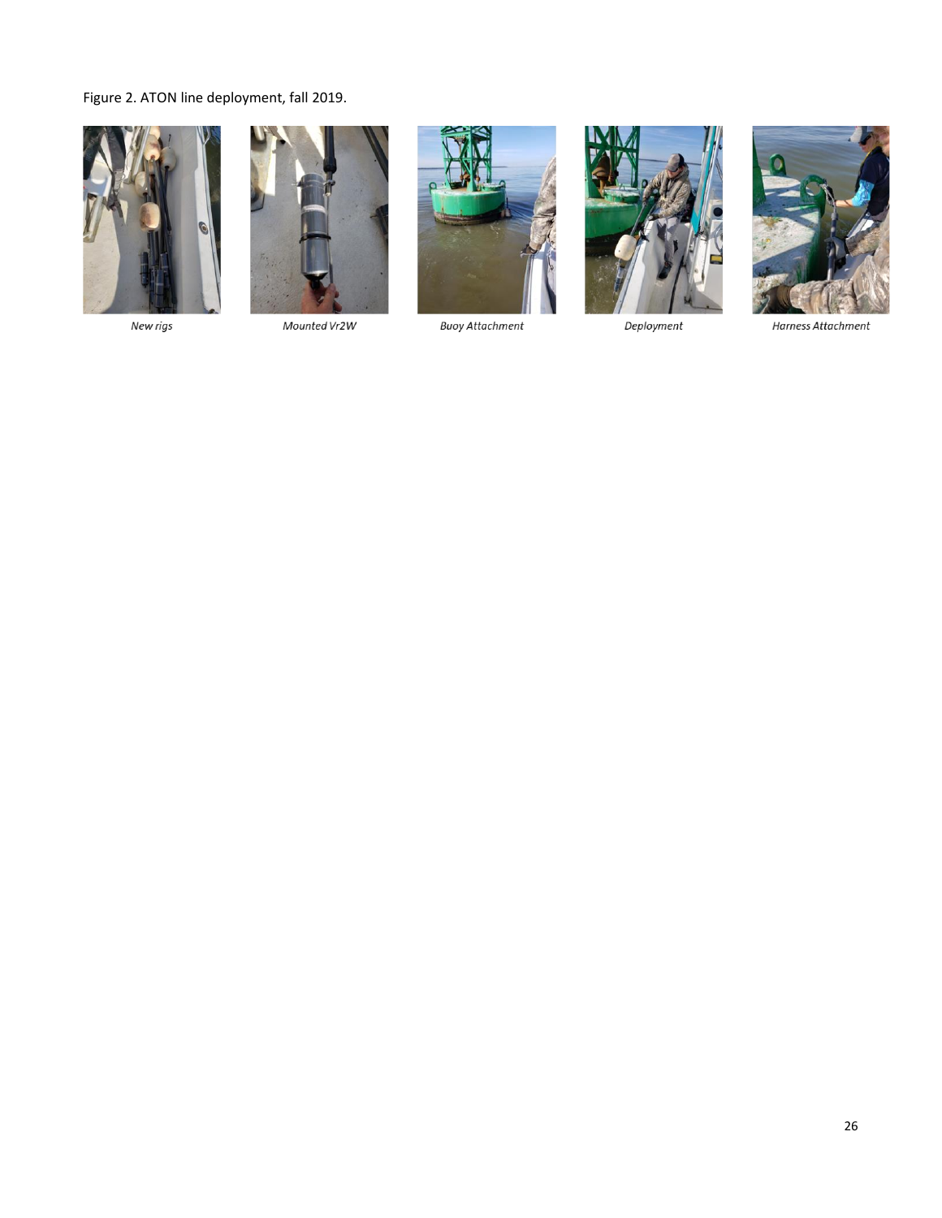Figure 2. ATON line deployment, fall 2019.

*New rigs*

*Mounted Vr2W*

*Buoy Attachment*

*Deployment*

*Harness Attachment*